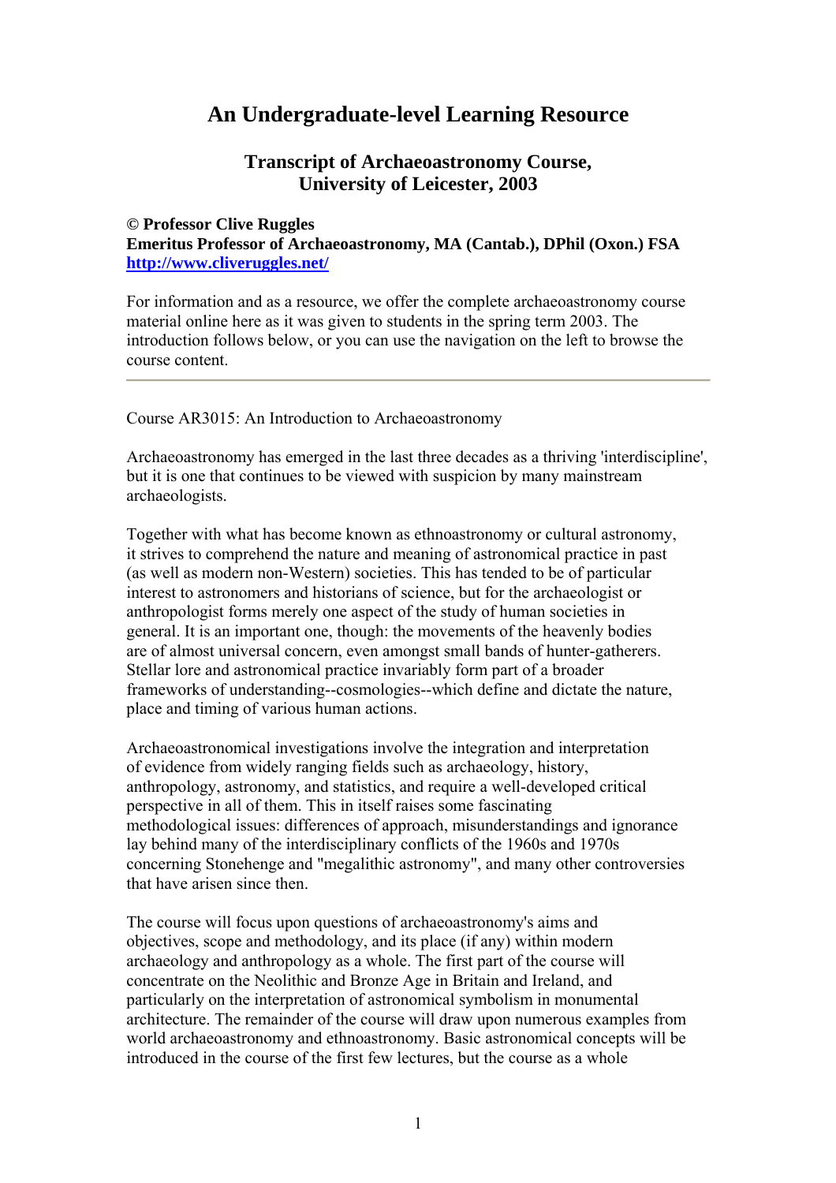# An Undergraduate-level Learning Resource

### Transcript of Archaeoastronomy Course, University of Leicester, 2003

**© Professor Clive Ruggles**
**Emeritus Professor of Archaeoastronomy, MA (Cantab.), DPhil (Oxon.) FSA**
**[http://www.cliveruggles.net/](http://www.cliveruggles.net/)**

For information and as a resource, we offer the complete archaeoastronomy course material online here as it was given to students in the spring term 2003. The introduction follows below, or you can use the navigation on the left to browse the course content.

---

Course AR3015: An Introduction to Archaeoastronomy

Archaeoastronomy has emerged in the last three decades as a thriving 'interdiscipline', but it is one that continues to be viewed with suspicion by many mainstream archaeologists.

Together with what has become known as ethnoastronomy or cultural astronomy, it strives to comprehend the nature and meaning of astronomical practice in past (as well as modern non-Western) societies. This has tended to be of particular interest to astronomers and historians of science, but for the archaeologist or anthropologist forms merely one aspect of the study of human societies in general. It is an important one, though: the movements of the heavenly bodies are of almost universal concern, even amongst small bands of hunter-gatherers. Stellar lore and astronomical practice invariably form part of a broader frameworks of understanding--cosmologies--which define and dictate the nature, place and timing of various human actions.

Archaeoastronomical investigations involve the integration and interpretation of evidence from widely ranging fields such as archaeology, history, anthropology, astronomy, and statistics, and require a well-developed critical perspective in all of them. This in itself raises some fascinating methodological issues: differences of approach, misunderstandings and ignorance lay behind many of the interdisciplinary conflicts of the 1960s and 1970s concerning Stonehenge and "megalithic astronomy", and many other controversies that have arisen since then.

The course will focus upon questions of archaeoastronomy's aims and objectives, scope and methodology, and its place (if any) within modern archaeology and anthropology as a whole. The first part of the course will concentrate on the Neolithic and Bronze Age in Britain and Ireland, and particularly on the interpretation of astronomical symbolism in monumental architecture. The remainder of the course will draw upon numerous examples from world archaeoastronomy and ethnoastronomy. Basic astronomical concepts will be introduced in the course of the first few lectures, but the course as a whole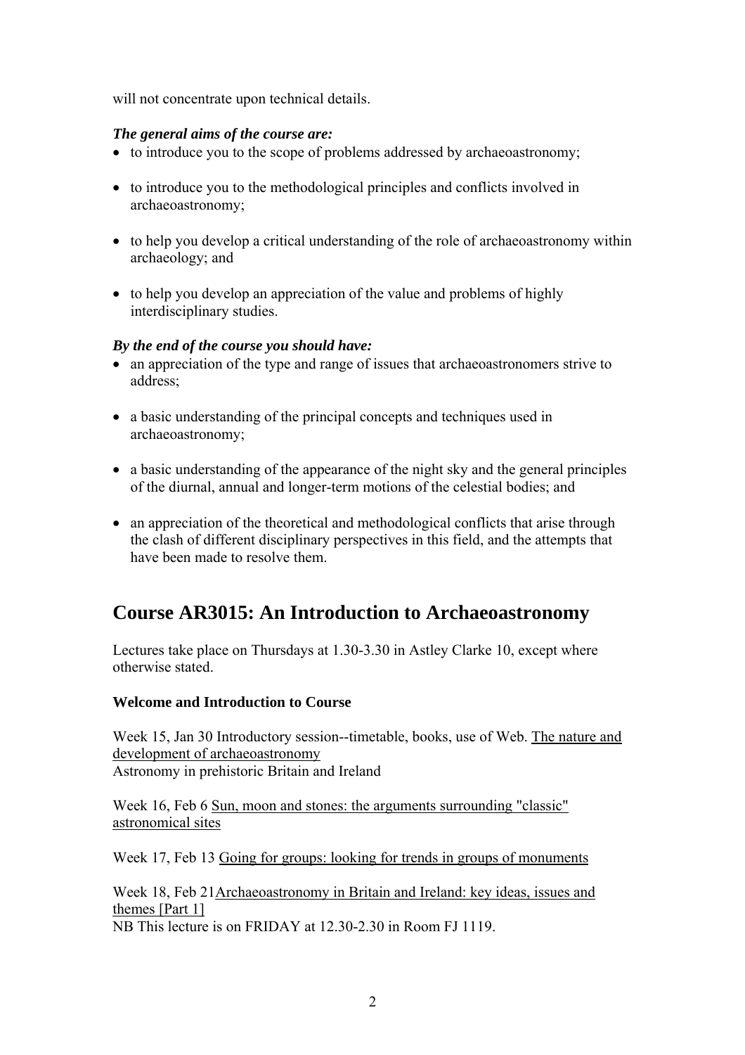will not concentrate upon technical details.

***The general aims of the course are:***

- to introduce you to the scope of problems addressed by archaeoastronomy;
- to introduce you to the methodological principles and conflicts involved in archaeoastronomy;
- to help you develop a critical understanding of the role of archaeoastronomy within archaeology; and
- to help you develop an appreciation of the value and problems of highly interdisciplinary studies.

***By the end of the course you should have:***

- an appreciation of the type and range of issues that archaeoastronomers strive to address;
- a basic understanding of the principal concepts and techniques used in archaeoastronomy;
- a basic understanding of the appearance of the night sky and the general principles of the diurnal, annual and longer-term motions of the celestial bodies; and
- an appreciation of the theoretical and methodological conflicts that arise through the clash of different disciplinary perspectives in this field, and the attempts that have been made to resolve them.

## Course AR3015: An Introduction to Archaeoastronomy

Lectures take place on Thursdays at 1.30-3.30 in Astley Clarke 10, except where otherwise stated.

**Welcome and Introduction to Course**

Week 15, Jan 30 Introductory session--timetable, books, use of Web. The nature and development of archaeoastronomy
Astronomy in prehistoric Britain and Ireland

Week 16, Feb 6 Sun, moon and stones: the arguments surrounding "classic" astronomical sites

Week 17, Feb 13 Going for groups: looking for trends in groups of monuments

Week 18, Feb 21 Archaeoastronomy in Britain and Ireland: key ideas, issues and themes [Part 1]
NB This lecture is on FRIDAY at 12.30-2.30 in Room FJ 1119.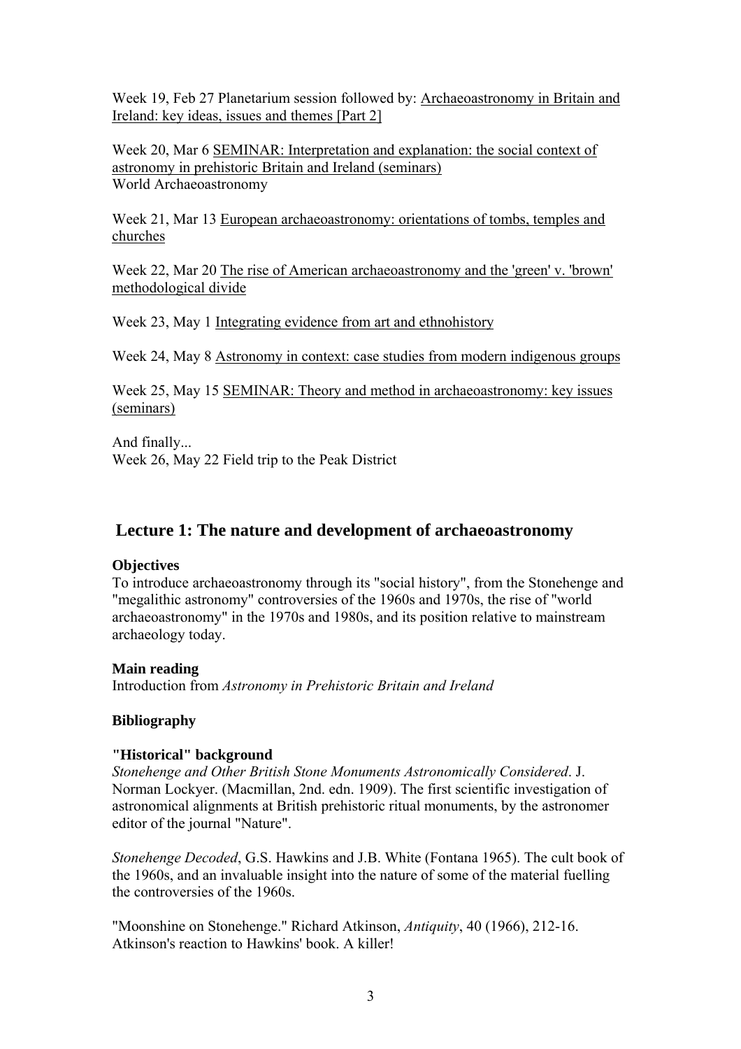Week 19, Feb 27 Planetarium session followed by: Archaeoastronomy in Britain and Ireland: key ideas, issues and themes [Part 2]

Week 20, Mar 6 SEMINAR: Interpretation and explanation: the social context of astronomy in prehistoric Britain and Ireland (seminars)
World Archaeoastronomy

Week 21, Mar 13 European archaeoastronomy: orientations of tombs, temples and churches

Week 22, Mar 20 The rise of American archaeoastronomy and the 'green' v. 'brown' methodological divide

Week 23, May 1 Integrating evidence from art and ethnohistory

Week 24, May 8 Astronomy in context: case studies from modern indigenous groups

Week 25, May 15 SEMINAR: Theory and method in archaeoastronomy: key issues (seminars)

And finally...
Week 26, May 22 Field trip to the Peak District

## Lecture 1: The nature and development of archaeoastronomy

**Objectives**
To introduce archaeoastronomy through its "social history", from the Stonehenge and "megalithic astronomy" controversies of the 1960s and 1970s, the rise of "world archaeoastronomy" in the 1970s and 1980s, and its position relative to mainstream archaeology today.

**Main reading**
Introduction from *Astronomy in Prehistoric Britain and Ireland*

**Bibliography**

**"Historical" background**
*Stonehenge and Other British Stone Monuments Astronomically Considered*. J. Norman Lockyer. (Macmillan, 2nd. edn. 1909). The first scientific investigation of astronomical alignments at British prehistoric ritual monuments, by the astronomer editor of the journal "Nature".

*Stonehenge Decoded*, G.S. Hawkins and J.B. White (Fontana 1965). The cult book of the 1960s, and an invaluable insight into the nature of some of the material fuelling the controversies of the 1960s.

"Moonshine on Stonehenge." Richard Atkinson, *Antiquity*, 40 (1966), 212-16. Atkinson's reaction to Hawkins' book. A killer!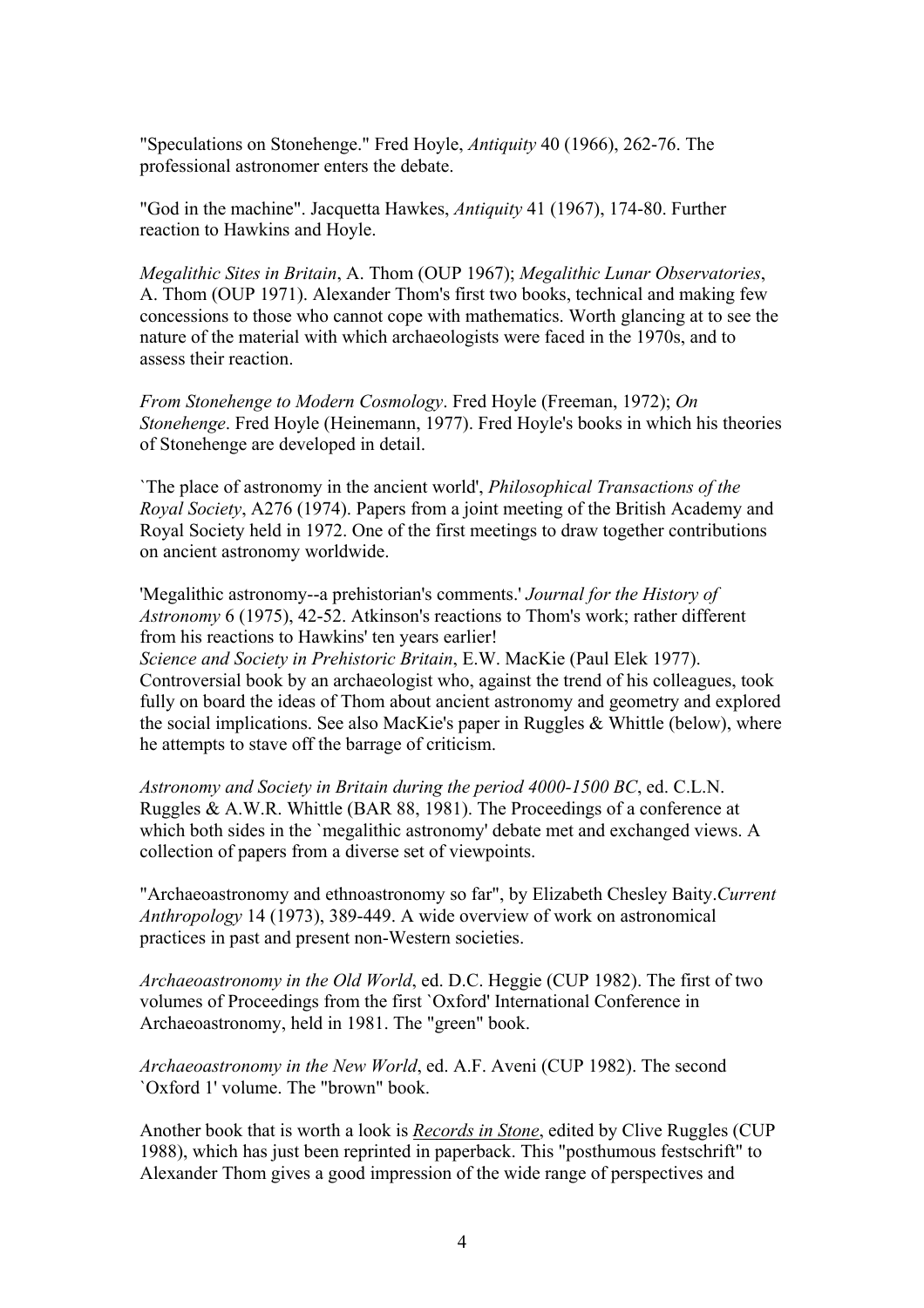"Speculations on Stonehenge." Fred Hoyle, *Antiquity* 40 (1966), 262-76. The professional astronomer enters the debate.

"God in the machine". Jacquetta Hawkes, *Antiquity* 41 (1967), 174-80. Further reaction to Hawkins and Hoyle.

*Megalithic Sites in Britain*, A. Thom (OUP 1967); *Megalithic Lunar Observatories*, A. Thom (OUP 1971). Alexander Thom's first two books, technical and making few concessions to those who cannot cope with mathematics. Worth glancing at to see the nature of the material with which archaeologists were faced in the 1970s, and to assess their reaction.

*From Stonehenge to Modern Cosmology*. Fred Hoyle (Freeman, 1972); *On Stonehenge*. Fred Hoyle (Heinemann, 1977). Fred Hoyle's books in which his theories of Stonehenge are developed in detail.

`The place of astronomy in the ancient world', *Philosophical Transactions of the Royal Society*, A276 (1974). Papers from a joint meeting of the British Academy and Royal Society held in 1972. One of the first meetings to draw together contributions on ancient astronomy worldwide.

'Megalithic astronomy--a prehistorian's comments.' *Journal for the History of Astronomy* 6 (1975), 42-52. Atkinson's reactions to Thom's work; rather different from his reactions to Hawkins' ten years earlier!
*Science and Society in Prehistoric Britain*, E.W. MacKie (Paul Elek 1977). Controversial book by an archaeologist who, against the trend of his colleagues, took fully on board the ideas of Thom about ancient astronomy and geometry and explored the social implications. See also MacKie's paper in Ruggles & Whittle (below), where he attempts to stave off the barrage of criticism.

*Astronomy and Society in Britain during the period 4000-1500 BC*, ed. C.L.N. Ruggles & A.W.R. Whittle (BAR 88, 1981). The Proceedings of a conference at which both sides in the `megalithic astronomy' debate met and exchanged views. A collection of papers from a diverse set of viewpoints.

"Archaeoastronomy and ethnoastronomy so far", by Elizabeth Chesley Baity.*Current Anthropology* 14 (1973), 389-449. A wide overview of work on astronomical practices in past and present non-Western societies.

*Archaeoastronomy in the Old World*, ed. D.C. Heggie (CUP 1982). The first of two volumes of Proceedings from the first `Oxford' International Conference in Archaeoastronomy, held in 1981. The "green" book.

*Archaeoastronomy in the New World*, ed. A.F. Aveni (CUP 1982). The second `Oxford 1' volume. The "brown" book.

Another book that is worth a look is *Records in Stone*, edited by Clive Ruggles (CUP 1988), which has just been reprinted in paperback. This "posthumous festschrift" to Alexander Thom gives a good impression of the wide range of perspectives and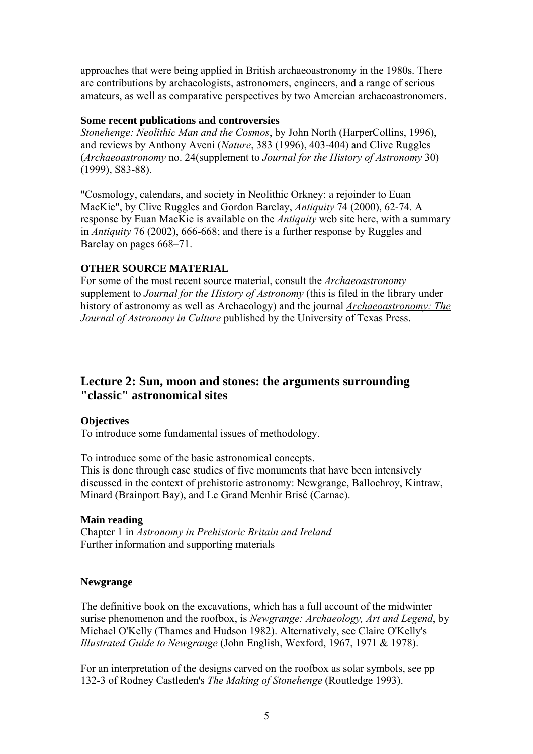approaches that were being applied in British archaeoastronomy in the 1980s. There are contributions by archaeologists, astronomers, engineers, and a range of serious amateurs, as well as comparative perspectives by two Amercian archaeoastronomers.

**Some recent publications and controversies**

*Stonehenge: Neolithic Man and the Cosmos*, by John North (HarperCollins, 1996), and reviews by Anthony Aveni (*Nature*, 383 (1996), 403-404) and Clive Ruggles (*Archaeoastronomy* no. 24(supplement to *Journal for the History of Astronomy* 30) (1999), S83-88).

"Cosmology, calendars, and society in Neolithic Orkney: a rejoinder to Euan MacKie", by Clive Ruggles and Gordon Barclay, *Antiquity* 74 (2000), 62-74. A response by Euan MacKie is available on the *Antiquity* web site here, with a summary in *Antiquity* 76 (2002), 666-668; and there is a further response by Ruggles and Barclay on pages 668–71.

**OTHER SOURCE MATERIAL**

For some of the most recent source material, consult the *Archaeoastronomy* supplement to *Journal for the History of Astronomy* (this is filed in the library under history of astronomy as well as Archaeology) and the journal *Archaeoastronomy: The Journal of Astronomy in Culture* published by the University of Texas Press.

## Lecture 2: Sun, moon and stones: the arguments surrounding "classic" astronomical sites

**Objectives**

To introduce some fundamental issues of methodology.

To introduce some of the basic astronomical concepts.
This is done through case studies of five monuments that have been intensively discussed in the context of prehistoric astronomy: Newgrange, Ballochroy, Kintraw, Minard (Brainport Bay), and Le Grand Menhir Brisé (Carnac).

**Main reading**

Chapter 1 in *Astronomy in Prehistoric Britain and Ireland*
Further information and supporting materials

**Newgrange**

The definitive book on the excavations, which has a full account of the midwinter surise phenomenon and the roofbox, is *Newgrange: Archaeology, Art and Legend*, by Michael O'Kelly (Thames and Hudson 1982). Alternatively, see Claire O'Kelly's *Illustrated Guide to Newgrange* (John English, Wexford, 1967, 1971 & 1978).

For an interpretation of the designs carved on the roofbox as solar symbols, see pp 132-3 of Rodney Castleden's *The Making of Stonehenge* (Routledge 1993).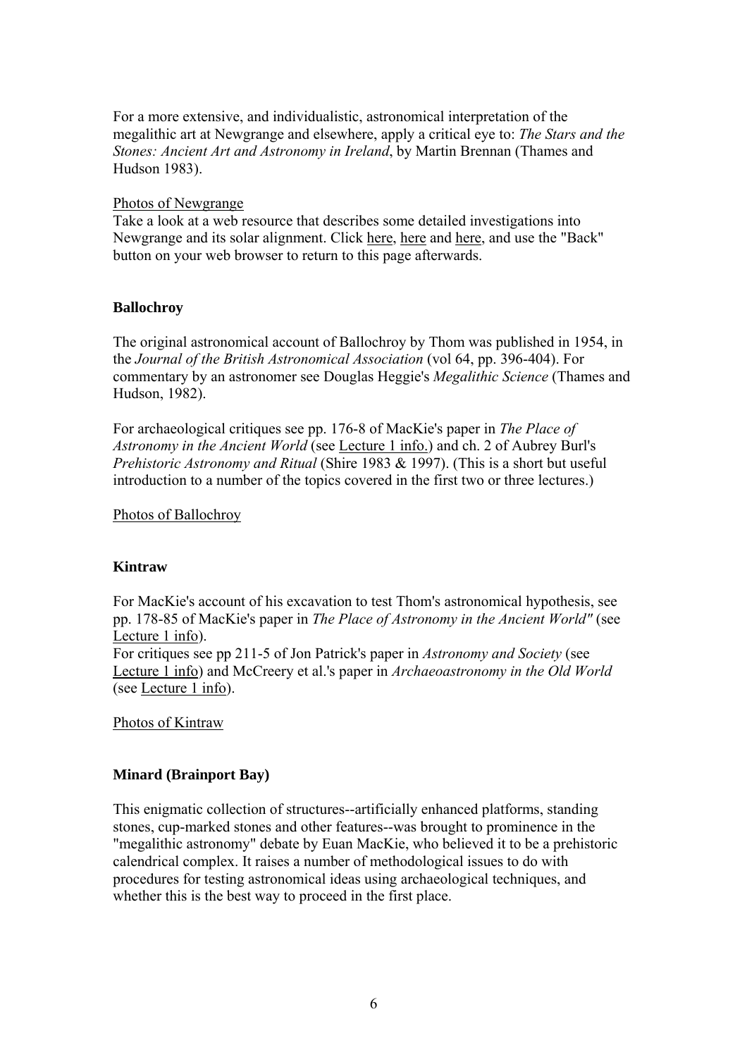For a more extensive, and individualistic, astronomical interpretation of the megalithic art at Newgrange and elsewhere, apply a critical eye to: *The Stars and the Stones: Ancient Art and Astronomy in Ireland*, by Martin Brennan (Thames and Hudson 1983).

Photos of Newgrange

Take a look at a web resource that describes some detailed investigations into Newgrange and its solar alignment. Click here, here and here, and use the "Back" button on your web browser to return to this page afterwards.

**Ballochroy**

The original astronomical account of Ballochroy by Thom was published in 1954, in the *Journal of the British Astronomical Association* (vol 64, pp. 396-404). For commentary by an astronomer see Douglas Heggie's *Megalithic Science* (Thames and Hudson, 1982).

For archaeological critiques see pp. 176-8 of MacKie's paper in *The Place of Astronomy in the Ancient World* (see Lecture 1 info.) and ch. 2 of Aubrey Burl's *Prehistoric Astronomy and Ritual* (Shire 1983 & 1997). (This is a short but useful introduction to a number of the topics covered in the first two or three lectures.)

Photos of Ballochroy

**Kintraw**

For MacKie's account of his excavation to test Thom's astronomical hypothesis, see pp. 178-85 of MacKie's paper in *The Place of Astronomy in the Ancient World"* (see Lecture 1 info).
For critiques see pp 211-5 of Jon Patrick's paper in *Astronomy and Society* (see Lecture 1 info) and McCreery et al.'s paper in *Archaeoastronomy in the Old World* (see Lecture 1 info).

Photos of Kintraw

**Minard (Brainport Bay)**

This enigmatic collection of structures--artificially enhanced platforms, standing stones, cup-marked stones and other features--was brought to prominence in the "megalithic astronomy" debate by Euan MacKie, who believed it to be a prehistoric calendrical complex. It raises a number of methodological issues to do with procedures for testing astronomical ideas using archaeological techniques, and whether this is the best way to proceed in the first place.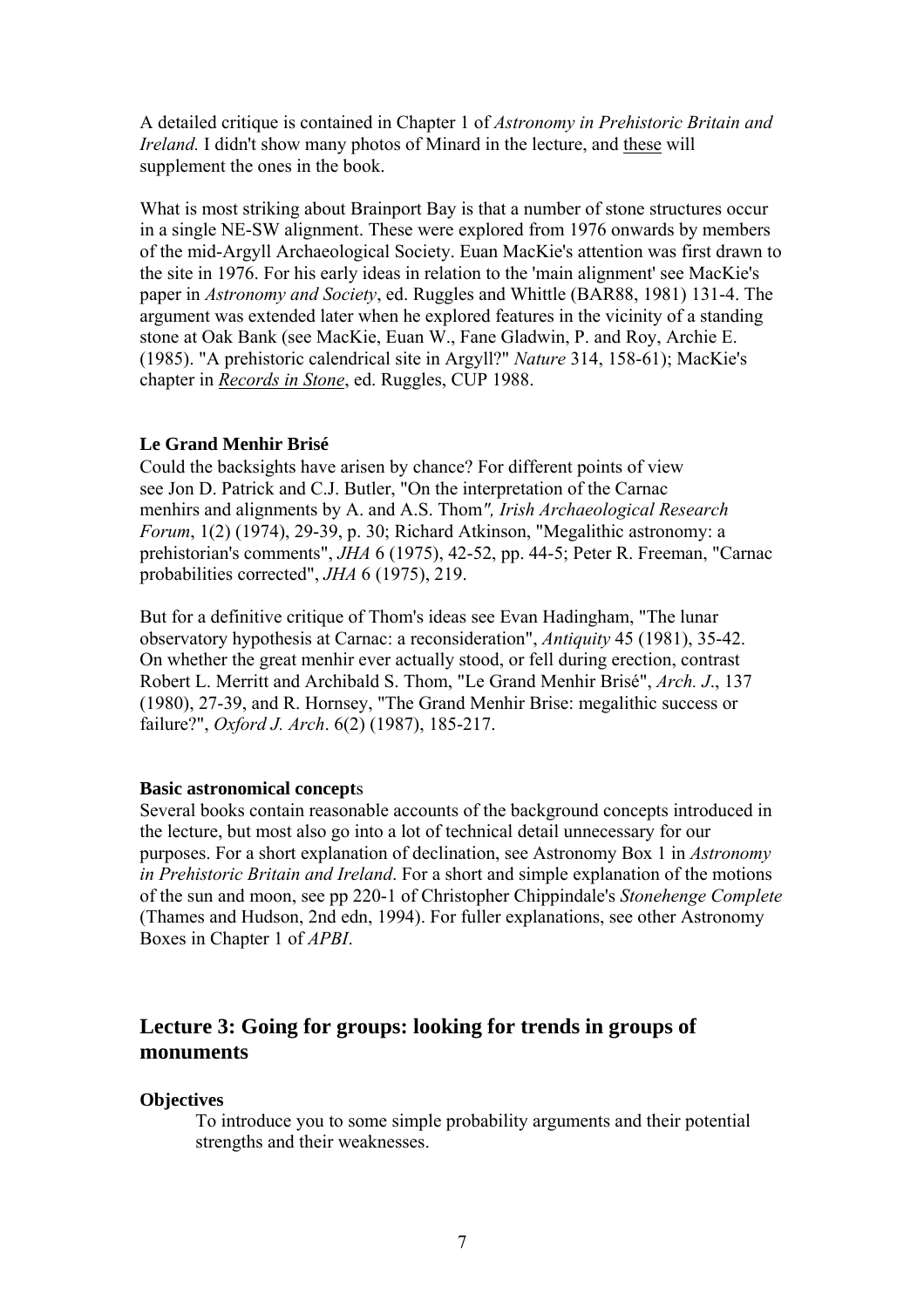A detailed critique is contained in Chapter 1 of *Astronomy in Prehistoric Britain and Ireland.* I didn't show many photos of Minard in the lecture, and these will supplement the ones in the book.

What is most striking about Brainport Bay is that a number of stone structures occur in a single NE-SW alignment. These were explored from 1976 onwards by members of the mid-Argyll Archaeological Society. Euan MacKie's attention was first drawn to the site in 1976. For his early ideas in relation to the 'main alignment' see MacKie's paper in *Astronomy and Society*, ed. Ruggles and Whittle (BAR88, 1981) 131-4. The argument was extended later when he explored features in the vicinity of a standing stone at Oak Bank (see MacKie, Euan W., Fane Gladwin, P. and Roy, Archie E. (1985). "A prehistoric calendrical site in Argyll?" *Nature* 314, 158-61); MacKie's chapter in *Records in Stone*, ed. Ruggles, CUP 1988.

**Le Grand Menhir Brisé**

Could the backsights have arisen by chance? For different points of view see Jon D. Patrick and C.J. Butler, "On the interpretation of the Carnac menhirs and alignments by A. and A.S. Thom*", Irish Archaeological Research Forum*, 1(2) (1974), 29-39, p. 30; Richard Atkinson, "Megalithic astronomy: a prehistorian's comments", *JHA* 6 (1975), 42-52, pp. 44-5; Peter R. Freeman, "Carnac probabilities corrected", *JHA* 6 (1975), 219.

But for a definitive critique of Thom's ideas see Evan Hadingham, "The lunar observatory hypothesis at Carnac: a reconsideration", *Antiquity* 45 (1981), 35-42. On whether the great menhir ever actually stood, or fell during erection, contrast Robert L. Merritt and Archibald S. Thom, "Le Grand Menhir Brisé", *Arch. J*., 137 (1980), 27-39, and R. Hornsey, "The Grand Menhir Brise: megalithic success or failure?", *Oxford J. Arch*. 6(2) (1987), 185-217.

**Basic astronomical concepts**

Several books contain reasonable accounts of the background concepts introduced in the lecture, but most also go into a lot of technical detail unnecessary for our purposes. For a short explanation of declination, see Astronomy Box 1 in *Astronomy in Prehistoric Britain and Ireland*. For a short and simple explanation of the motions of the sun and moon, see pp 220-1 of Christopher Chippindale's *Stonehenge Complete* (Thames and Hudson, 2nd edn, 1994). For fuller explanations, see other Astronomy Boxes in Chapter 1 of *APBI*.

## Lecture 3: Going for groups: looking for trends in groups of monuments

**Objectives**

To introduce you to some simple probability arguments and their potential strengths and their weaknesses.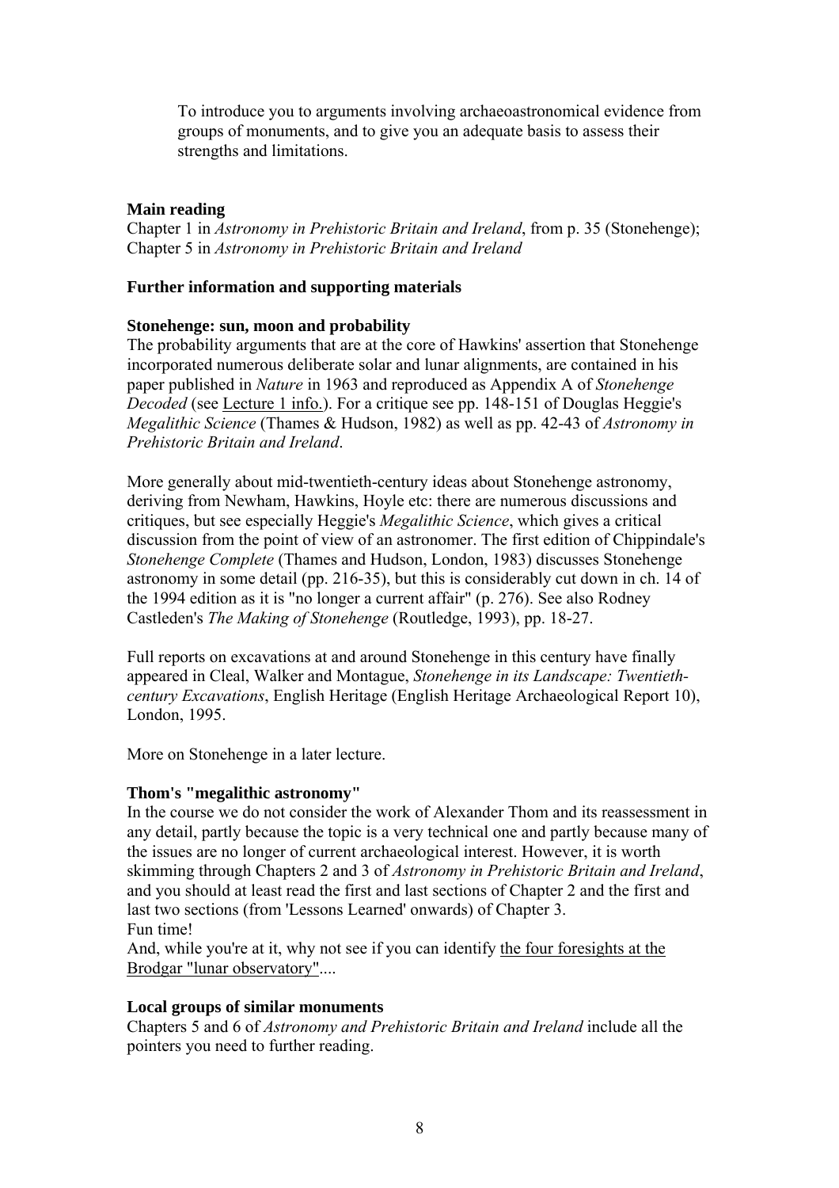To introduce you to arguments involving archaeoastronomical evidence from groups of monuments, and to give you an adequate basis to assess their strengths and limitations.

**Main reading**

Chapter 1 in *Astronomy in Prehistoric Britain and Ireland*, from p. 35 (Stonehenge); Chapter 5 in *Astronomy in Prehistoric Britain and Ireland*

**Further information and supporting materials**

**Stonehenge: sun, moon and probability**

The probability arguments that are at the core of Hawkins' assertion that Stonehenge incorporated numerous deliberate solar and lunar alignments, are contained in his paper published in *Nature* in 1963 and reproduced as Appendix A of *Stonehenge Decoded* (see Lecture 1 info.). For a critique see pp. 148-151 of Douglas Heggie's *Megalithic Science* (Thames & Hudson, 1982) as well as pp. 42-43 of *Astronomy in Prehistoric Britain and Ireland*.

More generally about mid-twentieth-century ideas about Stonehenge astronomy, deriving from Newham, Hawkins, Hoyle etc: there are numerous discussions and critiques, but see especially Heggie's *Megalithic Science*, which gives a critical discussion from the point of view of an astronomer. The first edition of Chippindale's *Stonehenge Complete* (Thames and Hudson, London, 1983) discusses Stonehenge astronomy in some detail (pp. 216-35), but this is considerably cut down in ch. 14 of the 1994 edition as it is "no longer a current affair" (p. 276). See also Rodney Castleden's *The Making of Stonehenge* (Routledge, 1993), pp. 18-27.

Full reports on excavations at and around Stonehenge in this century have finally appeared in Cleal, Walker and Montague, *Stonehenge in its Landscape: Twentieth-century Excavations*, English Heritage (English Heritage Archaeological Report 10), London, 1995.

More on Stonehenge in a later lecture.

**Thom's "megalithic astronomy"**

In the course we do not consider the work of Alexander Thom and its reassessment in any detail, partly because the topic is a very technical one and partly because many of the issues are no longer of current archaeological interest. However, it is worth skimming through Chapters 2 and 3 of *Astronomy in Prehistoric Britain and Ireland*, and you should at least read the first and last sections of Chapter 2 and the first and last two sections (from 'Lessons Learned' onwards) of Chapter 3.
Fun time!
And, while you're at it, why not see if you can identify the four foresights at the Brodgar "lunar observatory"....

**Local groups of similar monuments**

Chapters 5 and 6 of *Astronomy and Prehistoric Britain and Ireland* include all the pointers you need to further reading.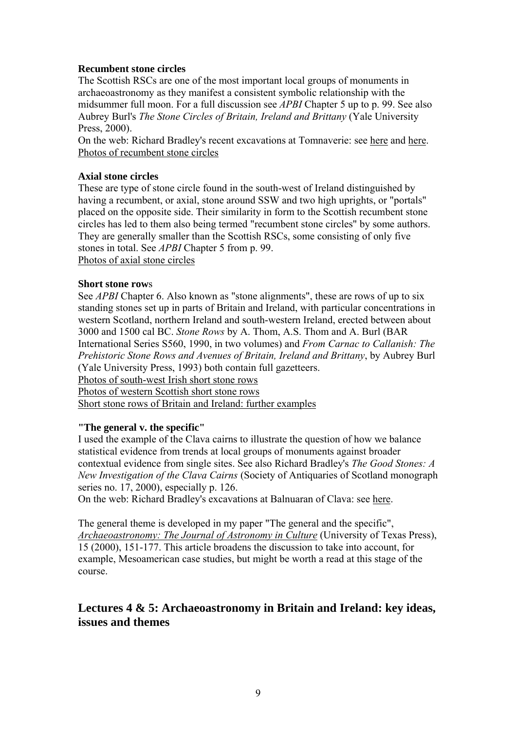**Recumbent stone circles**

The Scottish RSCs are one of the most important local groups of monuments in archaeoastronomy as they manifest a consistent symbolic relationship with the midsummer full moon. For a full discussion see *APBI* Chapter 5 up to p. 99. See also Aubrey Burl's *The Stone Circles of Britain, Ireland and Brittany* (Yale University Press, 2000).

On the web: Richard Bradley's recent excavations at Tomnaverie: see here and here.

Photos of recumbent stone circles

**Axial stone circles**

These are type of stone circle found in the south-west of Ireland distinguished by having a recumbent, or axial, stone around SSW and two high uprights, or "portals" placed on the opposite side. Their similarity in form to the Scottish recumbent stone circles has led to them also being termed "recumbent stone circles" by some authors. They are generally smaller than the Scottish RSCs, some consisting of only five stones in total. See *APBI* Chapter 5 from p. 99.

Photos of axial stone circles

**Short stone rows**

See *APBI* Chapter 6. Also known as "stone alignments", these are rows of up to six standing stones set up in parts of Britain and Ireland, with particular concentrations in western Scotland, northern Ireland and south-western Ireland, erected between about 3000 and 1500 cal BC. *Stone Rows* by A. Thom, A.S. Thom and A. Burl (BAR International Series S560, 1990, in two volumes) and *From Carnac to Callanish: The Prehistoric Stone Rows and Avenues of Britain, Ireland and Brittany*, by Aubrey Burl (Yale University Press, 1993) both contain full gazetteers.

Photos of south-west Irish short stone rows

Photos of western Scottish short stone rows

Short stone rows of Britain and Ireland: further examples

**"The general v. the specific"**

I used the example of the Clava cairns to illustrate the question of how we balance statistical evidence from trends at local groups of monuments against broader contextual evidence from single sites. See also Richard Bradley's *The Good Stones: A New Investigation of the Clava Cairns* (Society of Antiquaries of Scotland monograph series no. 17, 2000), especially p. 126.

On the web: Richard Bradley's excavations at Balnuaran of Clava: see here.

The general theme is developed in my paper "The general and the specific", *Archaeoastronomy: The Journal of Astronomy in Culture* (University of Texas Press), 15 (2000), 151-177. This article broadens the discussion to take into account, for example, Mesoamerican case studies, but might be worth a read at this stage of the course.

## Lectures 4 & 5: Archaeoastronomy in Britain and Ireland: key ideas, issues and themes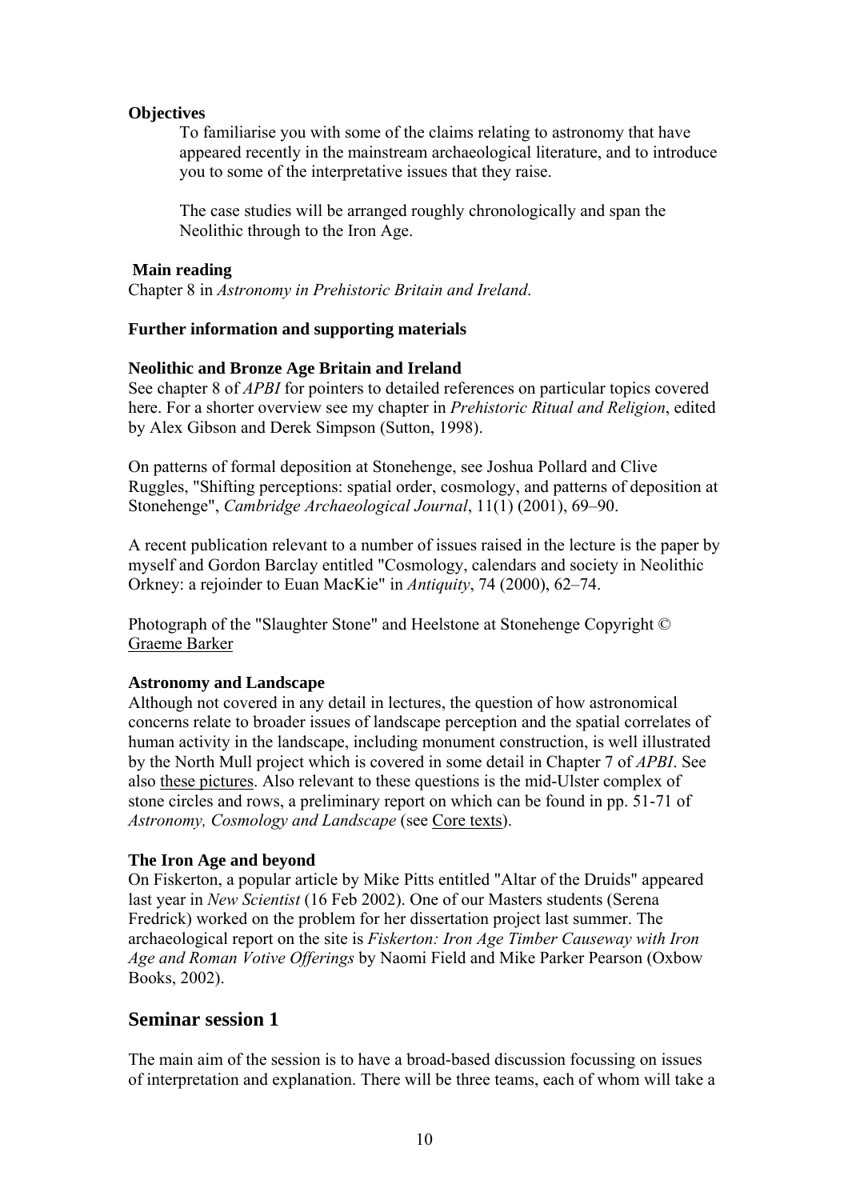**Objectives**

To familiarise you with some of the claims relating to astronomy that have appeared recently in the mainstream archaeological literature, and to introduce you to some of the interpretative issues that they raise.

The case studies will be arranged roughly chronologically and span the Neolithic through to the Iron Age.

**Main reading**

Chapter 8 in *Astronomy in Prehistoric Britain and Ireland*.

**Further information and supporting materials**

**Neolithic and Bronze Age Britain and Ireland**

See chapter 8 of *APBI* for pointers to detailed references on particular topics covered here. For a shorter overview see my chapter in *Prehistoric Ritual and Religion*, edited by Alex Gibson and Derek Simpson (Sutton, 1998).

On patterns of formal deposition at Stonehenge, see Joshua Pollard and Clive Ruggles, "Shifting perceptions: spatial order, cosmology, and patterns of deposition at Stonehenge", *Cambridge Archaeological Journal*, 11(1) (2001), 69–90.

A recent publication relevant to a number of issues raised in the lecture is the paper by myself and Gordon Barclay entitled "Cosmology, calendars and society in Neolithic Orkney: a rejoinder to Euan MacKie" in *Antiquity*, 74 (2000), 62–74.

Photograph of the "Slaughter Stone" and Heelstone at Stonehenge Copyright © Graeme Barker

**Astronomy and Landscape**

Although not covered in any detail in lectures, the question of how astronomical concerns relate to broader issues of landscape perception and the spatial correlates of human activity in the landscape, including monument construction, is well illustrated by the North Mull project which is covered in some detail in Chapter 7 of *APBI*. See also these pictures. Also relevant to these questions is the mid-Ulster complex of stone circles and rows, a preliminary report on which can be found in pp. 51-71 of *Astronomy, Cosmology and Landscape* (see Core texts).

**The Iron Age and beyond**

On Fiskerton, a popular article by Mike Pitts entitled "Altar of the Druids" appeared last year in *New Scientist* (16 Feb 2002). One of our Masters students (Serena Fredrick) worked on the problem for her dissertation project last summer. The archaeological report on the site is *Fiskerton: Iron Age Timber Causeway with Iron Age and Roman Votive Offerings* by Naomi Field and Mike Parker Pearson (Oxbow Books, 2002).

## Seminar session 1

The main aim of the session is to have a broad-based discussion focussing on issues of interpretation and explanation. There will be three teams, each of whom will take a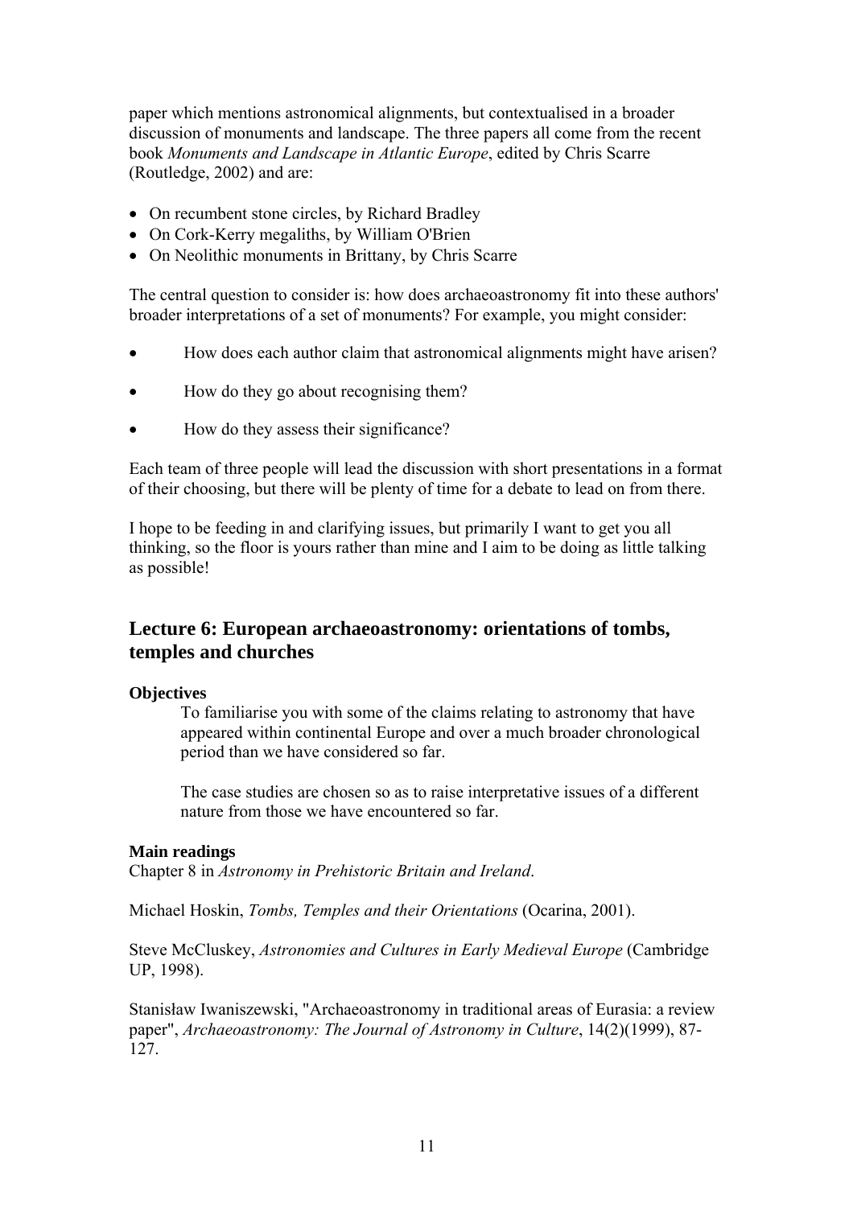paper which mentions astronomical alignments, but contextualised in a broader discussion of monuments and landscape. The three papers all come from the recent book *Monuments and Landscape in Atlantic Europe*, edited by Chris Scarre (Routledge, 2002) and are:

- On recumbent stone circles, by Richard Bradley
- On Cork-Kerry megaliths, by William O'Brien
- On Neolithic monuments in Brittany, by Chris Scarre

The central question to consider is: how does archaeoastronomy fit into these authors' broader interpretations of a set of monuments? For example, you might consider:

- How does each author claim that astronomical alignments might have arisen?
- How do they go about recognising them?
- How do they assess their significance?

Each team of three people will lead the discussion with short presentations in a format of their choosing, but there will be plenty of time for a debate to lead on from there.

I hope to be feeding in and clarifying issues, but primarily I want to get you all thinking, so the floor is yours rather than mine and I aim to be doing as little talking as possible!

## Lecture 6: European archaeoastronomy: orientations of tombs, temples and churches

**Objectives**

To familiarise you with some of the claims relating to astronomy that have appeared within continental Europe and over a much broader chronological period than we have considered so far.

The case studies are chosen so as to raise interpretative issues of a different nature from those we have encountered so far.

**Main readings**

Chapter 8 in *Astronomy in Prehistoric Britain and Ireland*.

Michael Hoskin, *Tombs, Temples and their Orientations* (Ocarina, 2001).

Steve McCluskey, *Astronomies and Cultures in Early Medieval Europe* (Cambridge UP, 1998).

Stanisław Iwaniszewski, "Archaeoastronomy in traditional areas of Eurasia: a review paper", *Archaeoastronomy: The Journal of Astronomy in Culture*, 14(2)(1999), 87-127.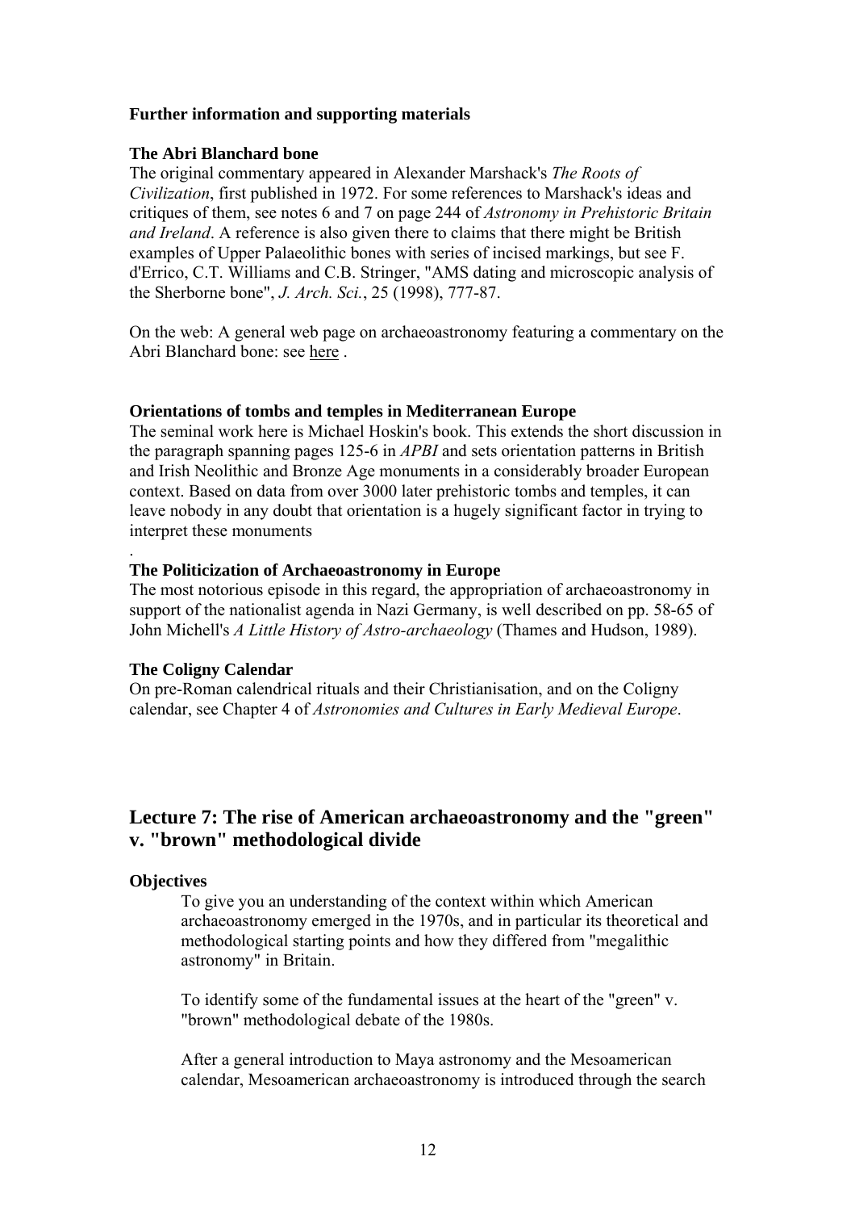**Further information and supporting materials**

**The Abri Blanchard bone**

The original commentary appeared in Alexander Marshack's *The Roots of Civilization*, first published in 1972. For some references to Marshack's ideas and critiques of them, see notes 6 and 7 on page 244 of *Astronomy in Prehistoric Britain and Ireland*. A reference is also given there to claims that there might be British examples of Upper Palaeolithic bones with series of incised markings, but see F. d'Errico, C.T. Williams and C.B. Stringer, "AMS dating and microscopic analysis of the Sherborne bone", *J. Arch. Sci.*, 25 (1998), 777-87.

On the web: A general web page on archaeoastronomy featuring a commentary on the Abri Blanchard bone: see here .

**Orientations of tombs and temples in Mediterranean Europe**

The seminal work here is Michael Hoskin's book. This extends the short discussion in the paragraph spanning pages 125-6 in *APBI* and sets orientation patterns in British and Irish Neolithic and Bronze Age monuments in a considerably broader European context. Based on data from over 3000 later prehistoric tombs and temples, it can leave nobody in any doubt that orientation is a hugely significant factor in trying to interpret these monuments

.

**The Politicization of Archaeoastronomy in Europe**

The most notorious episode in this regard, the appropriation of archaeoastronomy in support of the nationalist agenda in Nazi Germany, is well described on pp. 58-65 of John Michell's *A Little History of Astro-archaeology* (Thames and Hudson, 1989).

**The Coligny Calendar**

On pre-Roman calendrical rituals and their Christianisation, and on the Coligny calendar, see Chapter 4 of *Astronomies and Cultures in Early Medieval Europe*.

## Lecture 7: The rise of American archaeoastronomy and the "green" v. "brown" methodological divide

**Objectives**

To give you an understanding of the context within which American archaeoastronomy emerged in the 1970s, and in particular its theoretical and methodological starting points and how they differed from "megalithic astronomy" in Britain.

To identify some of the fundamental issues at the heart of the "green" v. "brown" methodological debate of the 1980s.

After a general introduction to Maya astronomy and the Mesoamerican calendar, Mesoamerican archaeoastronomy is introduced through the search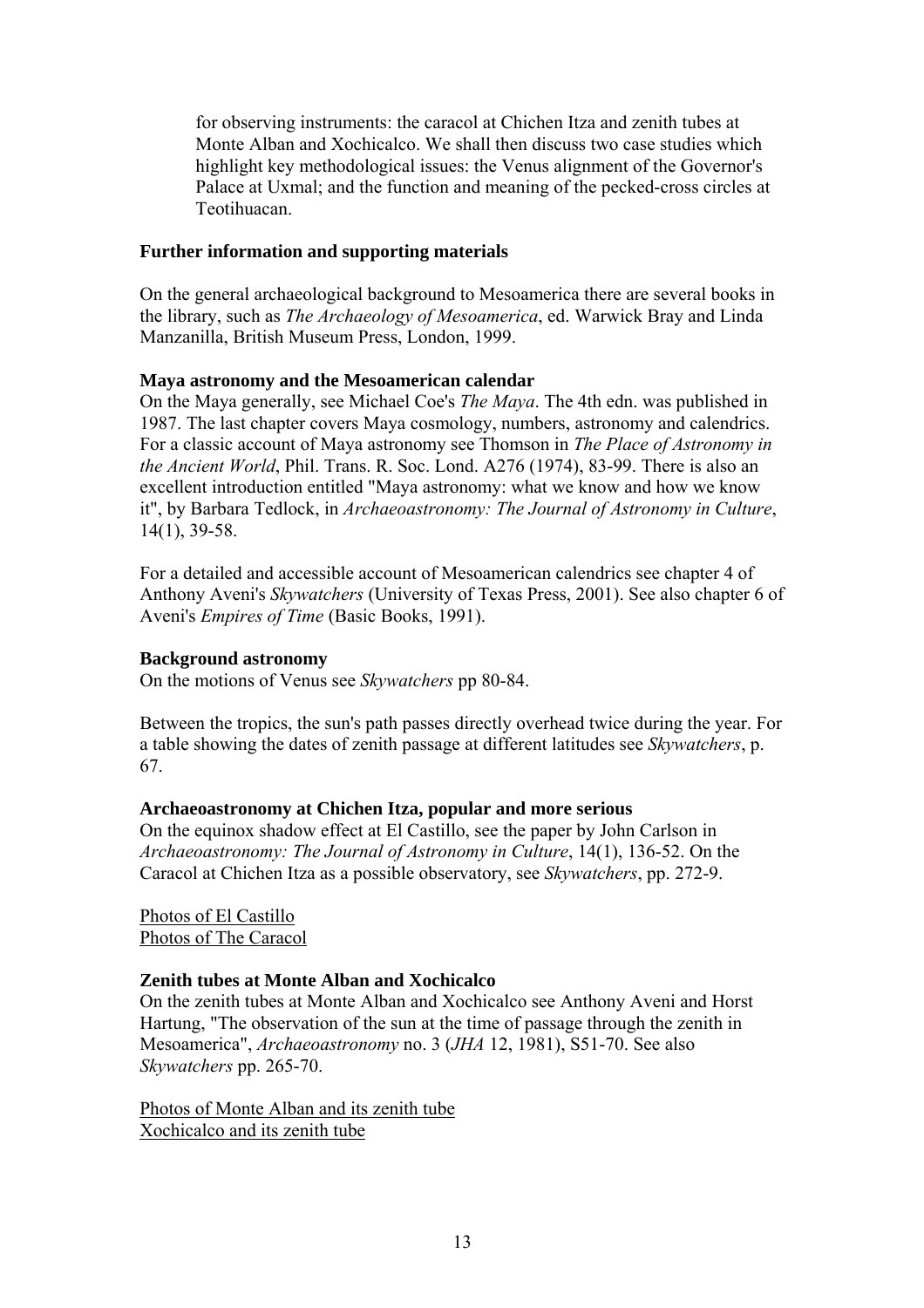for observing instruments: the caracol at Chichen Itza and zenith tubes at Monte Alban and Xochicalco. We shall then discuss two case studies which highlight key methodological issues: the Venus alignment of the Governor's Palace at Uxmal; and the function and meaning of the pecked-cross circles at Teotihuacan.

**Further information and supporting materials**

On the general archaeological background to Mesoamerica there are several books in the library, such as *The Archaeology of Mesoamerica*, ed. Warwick Bray and Linda Manzanilla, British Museum Press, London, 1999.

**Maya astronomy and the Mesoamerican calendar**

On the Maya generally, see Michael Coe's *The Maya*. The 4th edn. was published in 1987. The last chapter covers Maya cosmology, numbers, astronomy and calendrics. For a classic account of Maya astronomy see Thomson in *The Place of Astronomy in the Ancient World*, Phil. Trans. R. Soc. Lond. A276 (1974), 83-99. There is also an excellent introduction entitled "Maya astronomy: what we know and how we know it", by Barbara Tedlock, in *Archaeoastronomy: The Journal of Astronomy in Culture*, 14(1), 39-58.

For a detailed and accessible account of Mesoamerican calendrics see chapter 4 of Anthony Aveni's *Skywatchers* (University of Texas Press, 2001). See also chapter 6 of Aveni's *Empires of Time* (Basic Books, 1991).

**Background astronomy**

On the motions of Venus see *Skywatchers* pp 80-84.

Between the tropics, the sun's path passes directly overhead twice during the year. For a table showing the dates of zenith passage at different latitudes see *Skywatchers*, p. 67.

**Archaeoastronomy at Chichen Itza, popular and more serious**

On the equinox shadow effect at El Castillo, see the paper by John Carlson in *Archaeoastronomy: The Journal of Astronomy in Culture*, 14(1), 136-52. On the Caracol at Chichen Itza as a possible observatory, see *Skywatchers*, pp. 272-9.

Photos of El Castillo
Photos of The Caracol

**Zenith tubes at Monte Alban and Xochicalco**

On the zenith tubes at Monte Alban and Xochicalco see Anthony Aveni and Horst Hartung, "The observation of the sun at the time of passage through the zenith in Mesoamerica", *Archaeoastronomy* no. 3 (*JHA* 12, 1981), S51-70. See also *Skywatchers* pp. 265-70.

Photos of Monte Alban and its zenith tube
Xochicalco and its zenith tube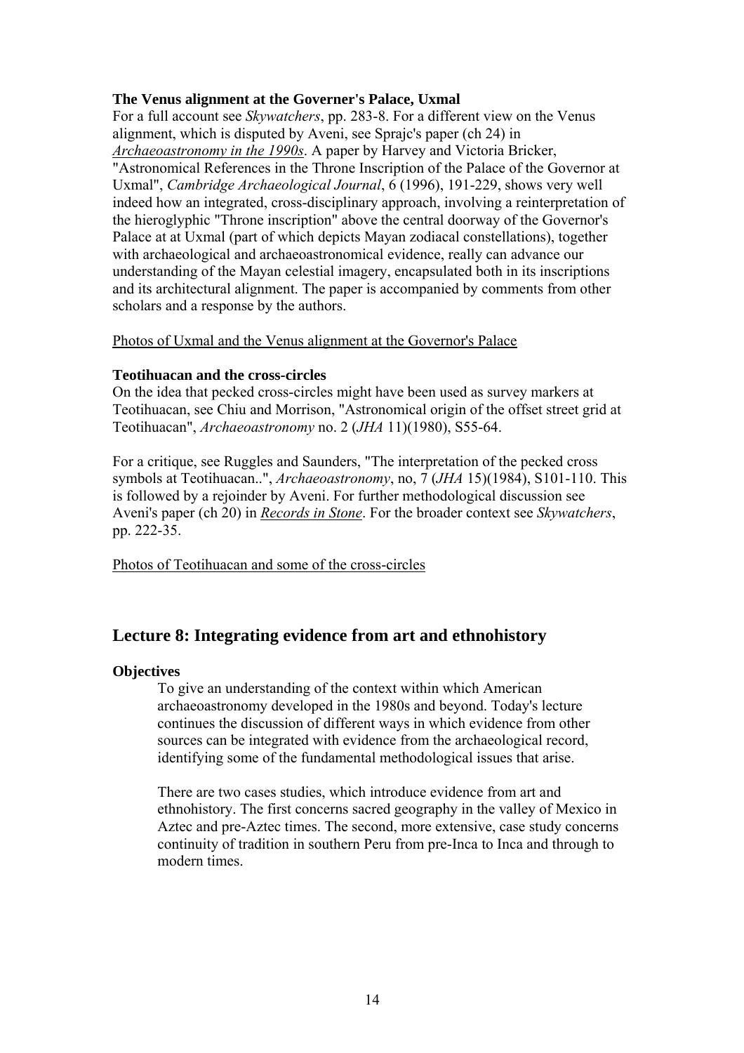**The Venus alignment at the Governer's Palace, Uxmal**

For a full account see *Skywatchers*, pp. 283-8. For a different view on the Venus alignment, which is disputed by Aveni, see Sprajc's paper (ch 24) in *Archaeoastronomy in the 1990s*. A paper by Harvey and Victoria Bricker, "Astronomical References in the Throne Inscription of the Palace of the Governor at Uxmal", *Cambridge Archaeological Journal*, 6 (1996), 191-229, shows very well indeed how an integrated, cross-disciplinary approach, involving a reinterpretation of the hieroglyphic "Throne inscription" above the central doorway of the Governor's Palace at at Uxmal (part of which depicts Mayan zodiacal constellations), together with archaeological and archaeoastronomical evidence, really can advance our understanding of the Mayan celestial imagery, encapsulated both in its inscriptions and its architectural alignment. The paper is accompanied by comments from other scholars and a response by the authors.

Photos of Uxmal and the Venus alignment at the Governor's Palace

**Teotihuacan and the cross-circles**

On the idea that pecked cross-circles might have been used as survey markers at Teotihuacan, see Chiu and Morrison, "Astronomical origin of the offset street grid at Teotihuacan", *Archaeoastronomy* no. 2 (*JHA* 11)(1980), S55-64.

For a critique, see Ruggles and Saunders, "The interpretation of the pecked cross symbols at Teotihuacan..", *Archaeoastronomy*, no, 7 (*JHA* 15)(1984), S101-110. This is followed by a rejoinder by Aveni. For further methodological discussion see Aveni's paper (ch 20) in *Records in Stone*. For the broader context see *Skywatchers*, pp. 222-35.

Photos of Teotihuacan and some of the cross-circles

## Lecture 8: Integrating evidence from art and ethnohistory

**Objectives**

To give an understanding of the context within which American archaeoastronomy developed in the 1980s and beyond. Today's lecture continues the discussion of different ways in which evidence from other sources can be integrated with evidence from the archaeological record, identifying some of the fundamental methodological issues that arise.

There are two cases studies, which introduce evidence from art and ethnohistory. The first concerns sacred geography in the valley of Mexico in Aztec and pre-Aztec times. The second, more extensive, case study concerns continuity of tradition in southern Peru from pre-Inca to Inca and through to modern times.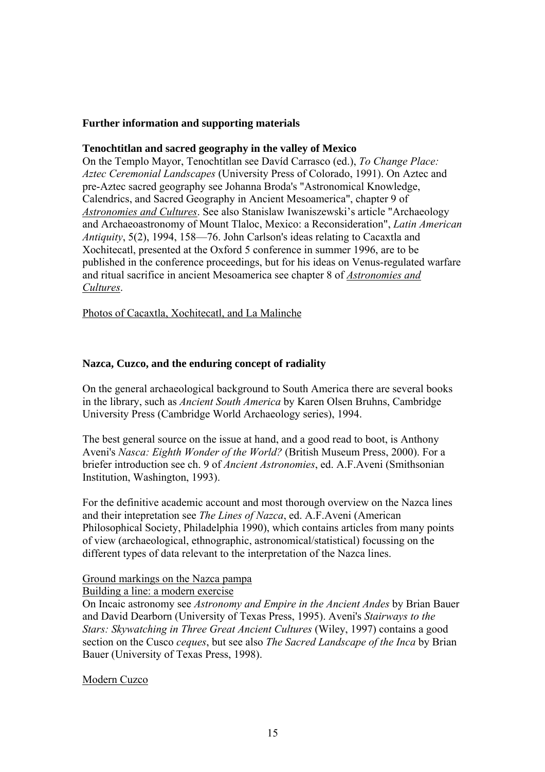**Further information and supporting materials**

**Tenochtitlan and sacred geography in the valley of Mexico**

On the Templo Mayor, Tenochtitlan see Davíd Carrasco (ed.), *To Change Place: Aztec Ceremonial Landscapes* (University Press of Colorado, 1991). On Aztec and pre-Aztec sacred geography see Johanna Broda's "Astronomical Knowledge, Calendrics, and Sacred Geography in Ancient Mesoamerica", chapter 9 of *Astronomies and Cultures*. See also Stanislaw Iwaniszewski's article "Archaeology and Archaeoastronomy of Mount Tlaloc, Mexico: a Reconsideration", *Latin American Antiquity*, 5(2), 1994, 158—76. John Carlson's ideas relating to Cacaxtla and Xochitecatl, presented at the Oxford 5 conference in summer 1996, are to be published in the conference proceedings, but for his ideas on Venus-regulated warfare and ritual sacrifice in ancient Mesoamerica see chapter 8 of *Astronomies and Cultures*.

Photos of Cacaxtla, Xochitecatl, and La Malinche

**Nazca, Cuzco, and the enduring concept of radiality**

On the general archaeological background to South America there are several books in the library, such as *Ancient South America* by Karen Olsen Bruhns, Cambridge University Press (Cambridge World Archaeology series), 1994.

The best general source on the issue at hand, and a good read to boot, is Anthony Aveni's *Nasca: Eighth Wonder of the World?* (British Museum Press, 2000). For a briefer introduction see ch. 9 of *Ancient Astronomies*, ed. A.F.Aveni (Smithsonian Institution, Washington, 1993).

For the definitive academic account and most thorough overview on the Nazca lines and their intepretation see *The Lines of Nazca*, ed. A.F.Aveni (American Philosophical Society, Philadelphia 1990), which contains articles from many points of view (archaeological, ethnographic, astronomical/statistical) focussing on the different types of data relevant to the interpretation of the Nazca lines.

Ground markings on the Nazca pampa

Building a line: a modern exercise

On Incaic astronomy see *Astronomy and Empire in the Ancient Andes* by Brian Bauer and David Dearborn (University of Texas Press, 1995). Aveni's *Stairways to the Stars: Skywatching in Three Great Ancient Cultures* (Wiley, 1997) contains a good section on the Cusco *ceques*, but see also *The Sacred Landscape of the Inca* by Brian Bauer (University of Texas Press, 1998).

Modern Cuzco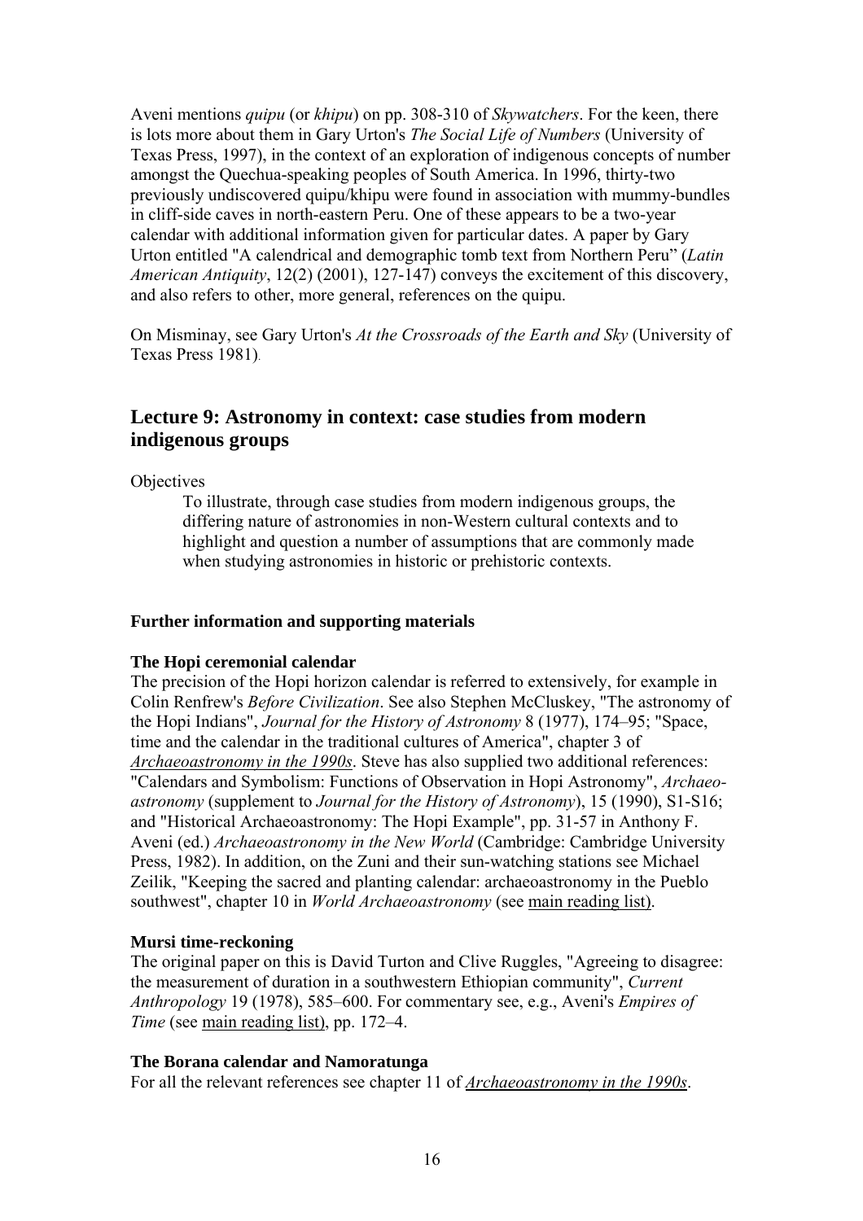Aveni mentions *quipu* (or *khipu*) on pp. 308-310 of *Skywatchers*. For the keen, there is lots more about them in Gary Urton's *The Social Life of Numbers* (University of Texas Press, 1997), in the context of an exploration of indigenous concepts of number amongst the Quechua-speaking peoples of South America. In 1996, thirty-two previously undiscovered quipu/khipu were found in association with mummy-bundles in cliff-side caves in north-eastern Peru. One of these appears to be a two-year calendar with additional information given for particular dates. A paper by Gary Urton entitled "A calendrical and demographic tomb text from Northern Peru" (*Latin American Antiquity*, 12(2) (2001), 127-147) conveys the excitement of this discovery, and also refers to other, more general, references on the quipu.

On Misminay, see Gary Urton's *At the Crossroads of the Earth and Sky* (University of Texas Press 1981).

## Lecture 9: Astronomy in context: case studies from modern indigenous groups

Objectives

To illustrate, through case studies from modern indigenous groups, the differing nature of astronomies in non-Western cultural contexts and to highlight and question a number of assumptions that are commonly made when studying astronomies in historic or prehistoric contexts.

**Further information and supporting materials**

**The Hopi ceremonial calendar**

The precision of the Hopi horizon calendar is referred to extensively, for example in Colin Renfrew's *Before Civilization*. See also Stephen McCluskey, "The astronomy of the Hopi Indians", *Journal for the History of Astronomy* 8 (1977), 174–95; "Space, time and the calendar in the traditional cultures of America", chapter 3 of *Archaeoastronomy in the 1990s*. Steve has also supplied two additional references: "Calendars and Symbolism: Functions of Observation in Hopi Astronomy", *Archaeoastronomy* (supplement to *Journal for the History of Astronomy*), 15 (1990), S1-S16; and "Historical Archaeoastronomy: The Hopi Example", pp. 31-57 in Anthony F. Aveni (ed.) *Archaeoastronomy in the New World* (Cambridge: Cambridge University Press, 1982). In addition, on the Zuni and their sun-watching stations see Michael Zeilik, "Keeping the sacred and planting calendar: archaeoastronomy in the Pueblo southwest", chapter 10 in *World Archaeoastronomy* (see main reading list).

**Mursi time-reckoning**

The original paper on this is David Turton and Clive Ruggles, "Agreeing to disagree: the measurement of duration in a southwestern Ethiopian community", *Current Anthropology* 19 (1978), 585–600. For commentary see, e.g., Aveni's *Empires of Time* (see main reading list), pp. 172–4.

**The Borana calendar and Namoratunga**

For all the relevant references see chapter 11 of *Archaeoastronomy in the 1990s*.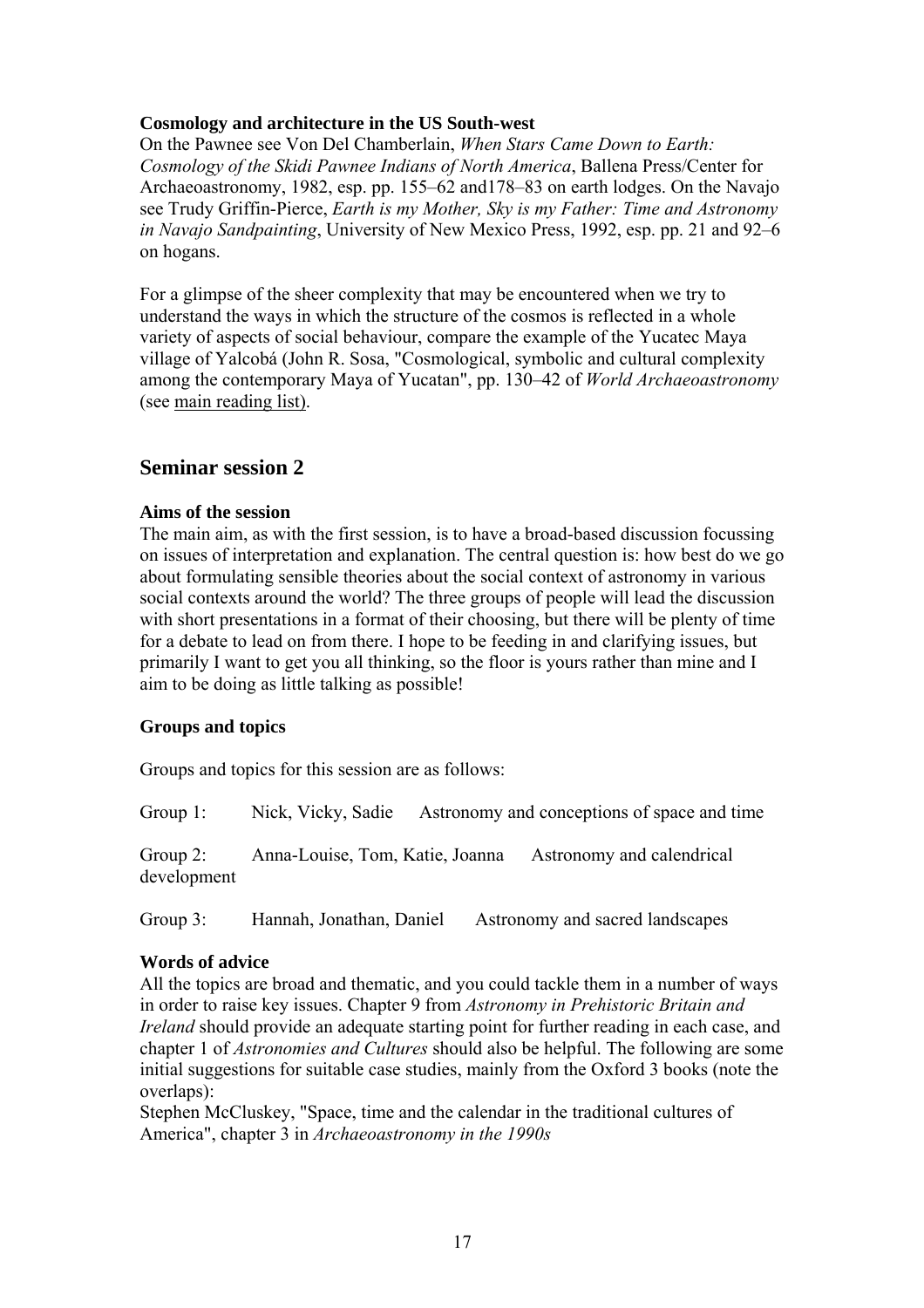**Cosmology and architecture in the US South-west**
On the Pawnee see Von Del Chamberlain, *When Stars Came Down to Earth: Cosmology of the Skidi Pawnee Indians of North America*, Ballena Press/Center for Archaeoastronomy, 1982, esp. pp. 155–62 and178–83 on earth lodges. On the Navajo see Trudy Griffin-Pierce, *Earth is my Mother, Sky is my Father: Time and Astronomy in Navajo Sandpainting*, University of New Mexico Press, 1992, esp. pp. 21 and 92–6 on hogans.

For a glimpse of the sheer complexity that may be encountered when we try to understand the ways in which the structure of the cosmos is reflected in a whole variety of aspects of social behaviour, compare the example of the Yucatec Maya village of Yalcobá (John R. Sosa, "Cosmological, symbolic and cultural complexity among the contemporary Maya of Yucatan", pp. 130–42 of *World Archaeoastronomy* (see main reading list).

## Seminar session 2

**Aims of the session**
The main aim, as with the first session, is to have a broad-based discussion focussing on issues of interpretation and explanation. The central question is: how best do we go about formulating sensible theories about the social context of astronomy in various social contexts around the world? The three groups of people will lead the discussion with short presentations in a format of their choosing, but there will be plenty of time for a debate to lead on from there. I hope to be feeding in and clarifying issues, but primarily I want to get you all thinking, so the floor is yours rather than mine and I aim to be doing as little talking as possible!

**Groups and topics**

Groups and topics for this session are as follows:

Group 1: Nick, Vicky, Sadie Astronomy and conceptions of space and time

Group 2: Anna-Louise, Tom, Katie, Joanna Astronomy and calendrical development

Group 3: Hannah, Jonathan, Daniel Astronomy and sacred landscapes

**Words of advice**
All the topics are broad and thematic, and you could tackle them in a number of ways in order to raise key issues. Chapter 9 from *Astronomy in Prehistoric Britain and Ireland* should provide an adequate starting point for further reading in each case, and chapter 1 of *Astronomies and Cultures* should also be helpful. The following are some initial suggestions for suitable case studies, mainly from the Oxford 3 books (note the overlaps):
Stephen McCluskey, "Space, time and the calendar in the traditional cultures of America", chapter 3 in *Archaeoastronomy in the 1990s*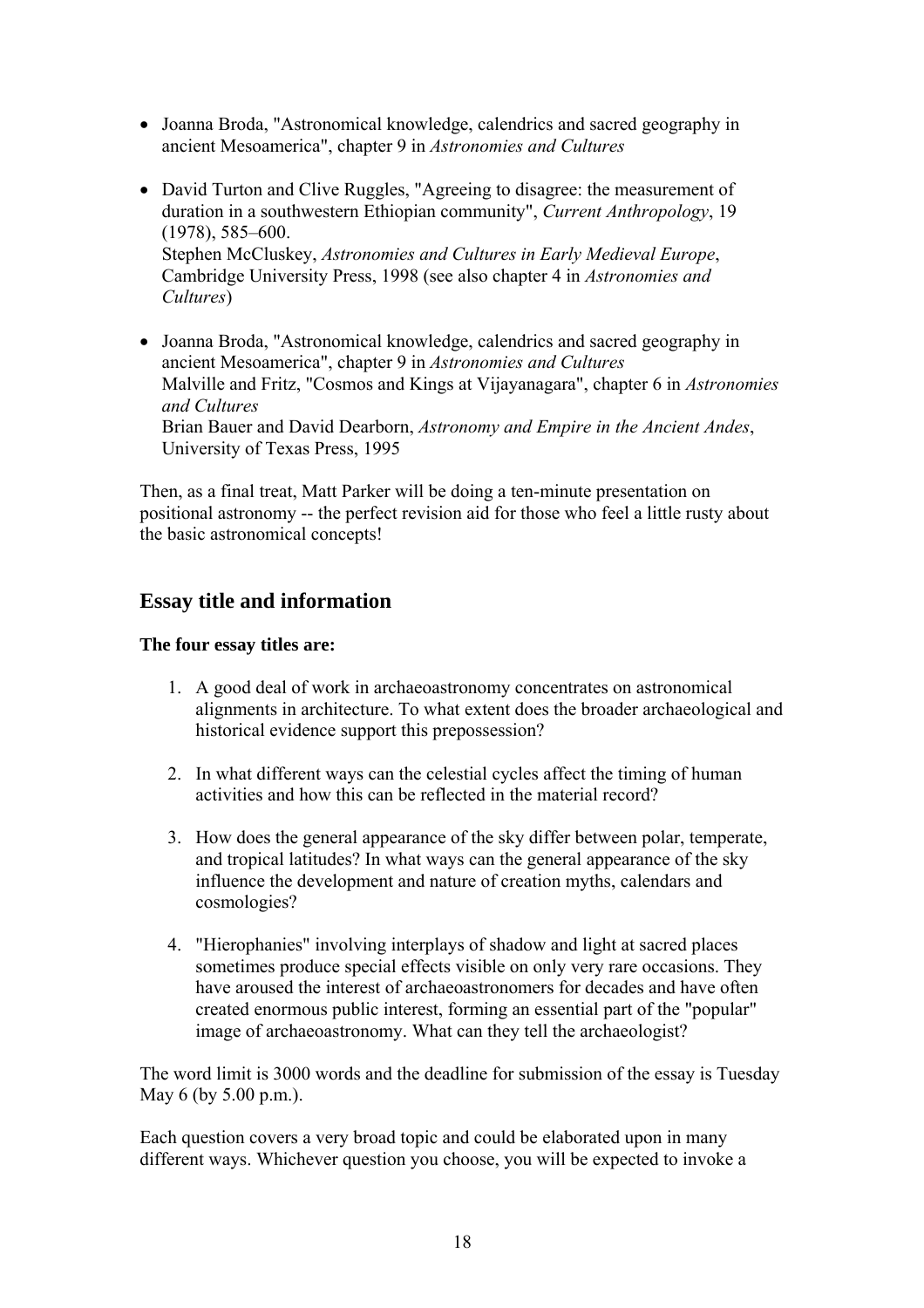- Joanna Broda, "Astronomical knowledge, calendrics and sacred geography in ancient Mesoamerica", chapter 9 in *Astronomies and Cultures*

- David Turton and Clive Ruggles, "Agreeing to disagree: the measurement of duration in a southwestern Ethiopian community", *Current Anthropology*, 19 (1978), 585–600.
  Stephen McCluskey, *Astronomies and Cultures in Early Medieval Europe*, Cambridge University Press, 1998 (see also chapter 4 in *Astronomies and Cultures*)

- Joanna Broda, "Astronomical knowledge, calendrics and sacred geography in ancient Mesoamerica", chapter 9 in *Astronomies and Cultures*
  Malville and Fritz, "Cosmos and Kings at Vijayanagara", chapter 6 in *Astronomies and Cultures*
  Brian Bauer and David Dearborn, *Astronomy and Empire in the Ancient Andes*, University of Texas Press, 1995

Then, as a final treat, Matt Parker will be doing a ten-minute presentation on positional astronomy -- the perfect revision aid for those who feel a little rusty about the basic astronomical concepts!

## Essay title and information

**The four essay titles are:**

1. A good deal of work in archaeoastronomy concentrates on astronomical alignments in architecture. To what extent does the broader archaeological and historical evidence support this prepossession?

2. In what different ways can the celestial cycles affect the timing of human activities and how this can be reflected in the material record?

3. How does the general appearance of the sky differ between polar, temperate, and tropical latitudes? In what ways can the general appearance of the sky influence the development and nature of creation myths, calendars and cosmologies?

4. "Hierophanies" involving interplays of shadow and light at sacred places sometimes produce special effects visible on only very rare occasions. They have aroused the interest of archaeoastronomers for decades and have often created enormous public interest, forming an essential part of the "popular" image of archaeoastronomy. What can they tell the archaeologist?

The word limit is 3000 words and the deadline for submission of the essay is Tuesday May 6 (by 5.00 p.m.).

Each question covers a very broad topic and could be elaborated upon in many different ways. Whichever question you choose, you will be expected to invoke a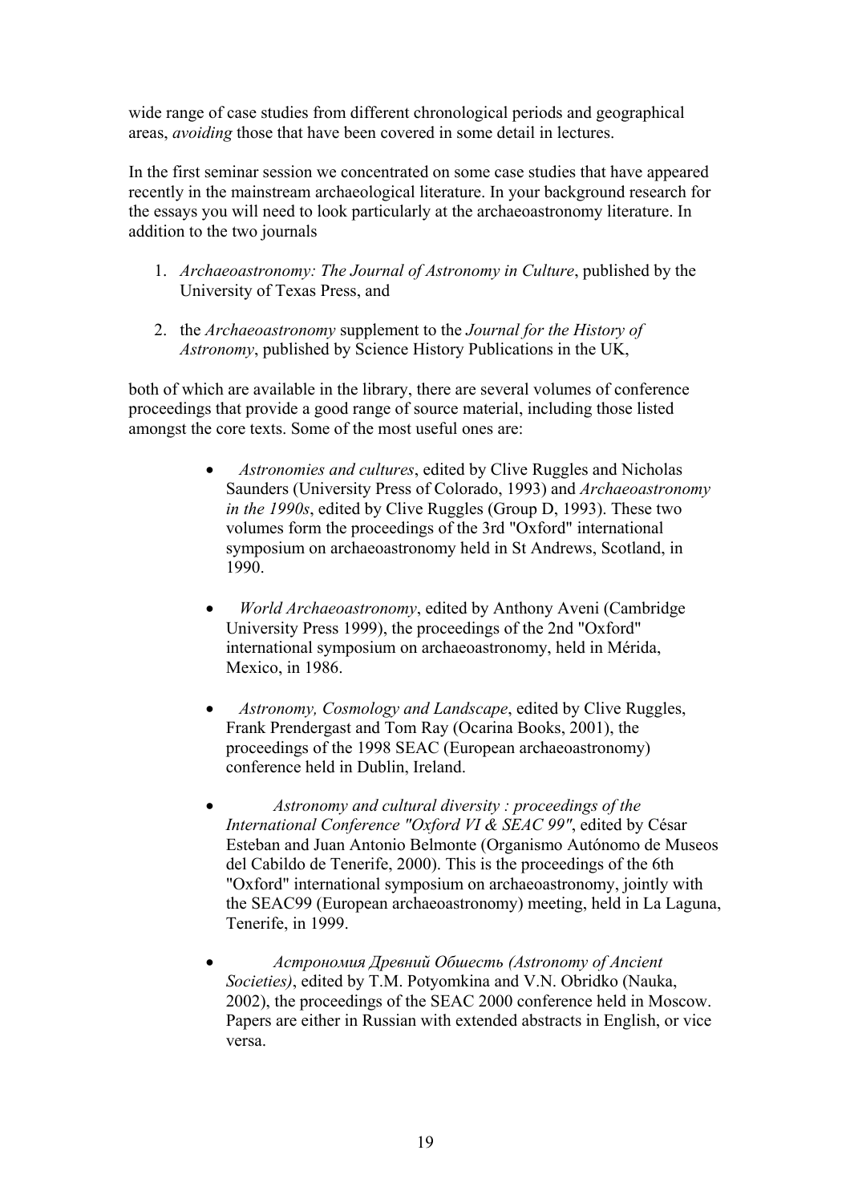wide range of case studies from different chronological periods and geographical areas, *avoiding* those that have been covered in some detail in lectures.

In the first seminar session we concentrated on some case studies that have appeared recently in the mainstream archaeological literature. In your background research for the essays you will need to look particularly at the archaeoastronomy literature. In addition to the two journals

1. *Archaeoastronomy: The Journal of Astronomy in Culture*, published by the University of Texas Press, and

2. the *Archaeoastronomy* supplement to the *Journal for the History of Astronomy*, published by Science History Publications in the UK,

both of which are available in the library, there are several volumes of conference proceedings that provide a good range of source material, including those listed amongst the core texts. Some of the most useful ones are:

- *Astronomies and cultures*, edited by Clive Ruggles and Nicholas Saunders (University Press of Colorado, 1993) and *Archaeoastronomy in the 1990s*, edited by Clive Ruggles (Group D, 1993). These two volumes form the proceedings of the 3rd "Oxford" international symposium on archaeoastronomy held in St Andrews, Scotland, in 1990.

- *World Archaeoastronomy*, edited by Anthony Aveni (Cambridge University Press 1999), the proceedings of the 2nd "Oxford" international symposium on archaeoastronomy, held in Mérida, Mexico, in 1986.

- *Astronomy, Cosmology and Landscape*, edited by Clive Ruggles, Frank Prendergast and Tom Ray (Ocarina Books, 2001), the proceedings of the 1998 SEAC (European archaeoastronomy) conference held in Dublin, Ireland.

- *Astronomy and cultural diversity : proceedings of the International Conference "Oxford VI & SEAC 99"*, edited by César Esteban and Juan Antonio Belmonte (Organismo Autónomo de Museos del Cabildo de Tenerife, 2000). This is the proceedings of the 6th "Oxford" international symposium on archaeoastronomy, jointly with the SEAC99 (European archaeoastronomy) meeting, held in La Laguna, Tenerife, in 1999.

- *Астрономия Древний Обшесть (Astronomy of Ancient Societies)*, edited by T.M. Potyomkina and V.N. Obridko (Nauka, 2002), the proceedings of the SEAC 2000 conference held in Moscow. Papers are either in Russian with extended abstracts in English, or vice versa.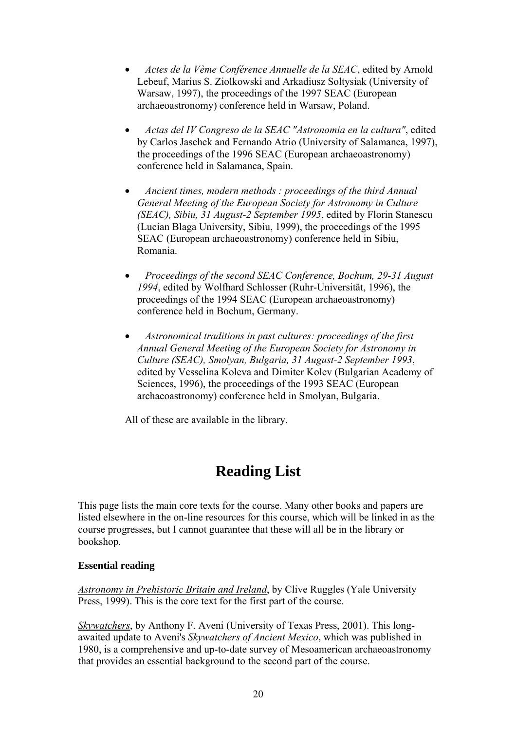- *Actes de la Vème Conférence Annuelle de la SEAC*, edited by Arnold Lebeuf, Marius S. Ziolkowski and Arkadiusz Soltysiak (University of Warsaw, 1997), the proceedings of the 1997 SEAC (European archaeoastronomy) conference held in Warsaw, Poland.

- *Actas del IV Congreso de la SEAC "Astronomia en la cultura"*, edited by Carlos Jaschek and Fernando Atrio (University of Salamanca, 1997), the proceedings of the 1996 SEAC (European archaeoastronomy) conference held in Salamanca, Spain.

- *Ancient times, modern methods : proceedings of the third Annual General Meeting of the European Society for Astronomy in Culture (SEAC), Sibiu, 31 August-2 September 1995*, edited by Florin Stanescu (Lucian Blaga University, Sibiu, 1999), the proceedings of the 1995 SEAC (European archaeoastronomy) conference held in Sibiu, Romania.

- *Proceedings of the second SEAC Conference, Bochum, 29-31 August 1994*, edited by Wolfhard Schlosser (Ruhr-Universität, 1996), the proceedings of the 1994 SEAC (European archaeoastronomy) conference held in Bochum, Germany.

- *Astronomical traditions in past cultures: proceedings of the first Annual General Meeting of the European Society for Astronomy in Culture (SEAC), Smolyan, Bulgaria, 31 August-2 September 1993*, edited by Vesselina Koleva and Dimiter Kolev (Bulgarian Academy of Sciences, 1996), the proceedings of the 1993 SEAC (European archaeoastronomy) conference held in Smolyan, Bulgaria.

All of these are available in the library.

# Reading List

This page lists the main core texts for the course. Many other books and papers are listed elsewhere in the on-line resources for this course, which will be linked in as the course progresses, but I cannot guarantee that these will all be in the library or bookshop.

**Essential reading**

*Astronomy in Prehistoric Britain and Ireland*, by Clive Ruggles (Yale University Press, 1999). This is the core text for the first part of the course.

*Skywatchers*, by Anthony F. Aveni (University of Texas Press, 2001). This long-awaited update to Aveni's *Skywatchers of Ancient Mexico*, which was published in 1980, is a comprehensive and up-to-date survey of Mesoamerican archaeoastronomy that provides an essential background to the second part of the course.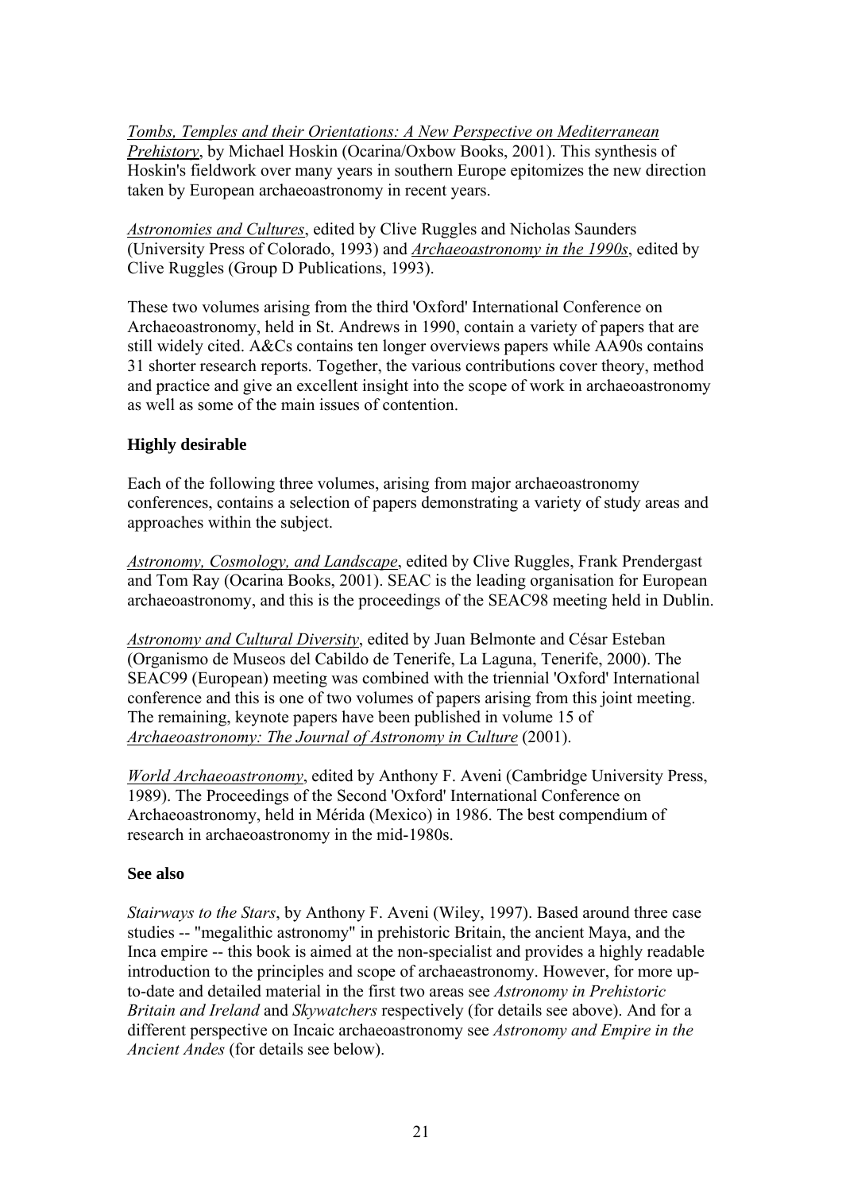*Tombs, Temples and their Orientations: A New Perspective on Mediterranean Prehistory*, by Michael Hoskin (Ocarina/Oxbow Books, 2001). This synthesis of Hoskin's fieldwork over many years in southern Europe epitomizes the new direction taken by European archaeoastronomy in recent years.

*Astronomies and Cultures*, edited by Clive Ruggles and Nicholas Saunders (University Press of Colorado, 1993) and *Archaeoastronomy in the 1990s*, edited by Clive Ruggles (Group D Publications, 1993).

These two volumes arising from the third 'Oxford' International Conference on Archaeoastronomy, held in St. Andrews in 1990, contain a variety of papers that are still widely cited. A&Cs contains ten longer overviews papers while AA90s contains 31 shorter research reports. Together, the various contributions cover theory, method and practice and give an excellent insight into the scope of work in archaeoastronomy as well as some of the main issues of contention.

### Highly desirable

Each of the following three volumes, arising from major archaeoastronomy conferences, contains a selection of papers demonstrating a variety of study areas and approaches within the subject.

*Astronomy, Cosmology, and Landscape*, edited by Clive Ruggles, Frank Prendergast and Tom Ray (Ocarina Books, 2001). SEAC is the leading organisation for European archaeoastronomy, and this is the proceedings of the SEAC98 meeting held in Dublin.

*Astronomy and Cultural Diversity*, edited by Juan Belmonte and César Esteban (Organismo de Museos del Cabildo de Tenerife, La Laguna, Tenerife, 2000). The SEAC99 (European) meeting was combined with the triennial 'Oxford' International conference and this is one of two volumes of papers arising from this joint meeting. The remaining, keynote papers have been published in volume 15 of *Archaeoastronomy: The Journal of Astronomy in Culture* (2001).

*World Archaeoastronomy*, edited by Anthony F. Aveni (Cambridge University Press, 1989). The Proceedings of the Second 'Oxford' International Conference on Archaeoastronomy, held in Mérida (Mexico) in 1986. The best compendium of research in archaeoastronomy in the mid-1980s.

### See also

*Stairways to the Stars*, by Anthony F. Aveni (Wiley, 1997). Based around three case studies -- "megalithic astronomy" in prehistoric Britain, the ancient Maya, and the Inca empire -- this book is aimed at the non-specialist and provides a highly readable introduction to the principles and scope of archaeastronomy. However, for more up-to-date and detailed material in the first two areas see *Astronomy in Prehistoric Britain and Ireland* and *Skywatchers* respectively (for details see above). And for a different perspective on Incaic archaeoastronomy see *Astronomy and Empire in the Ancient Andes* (for details see below).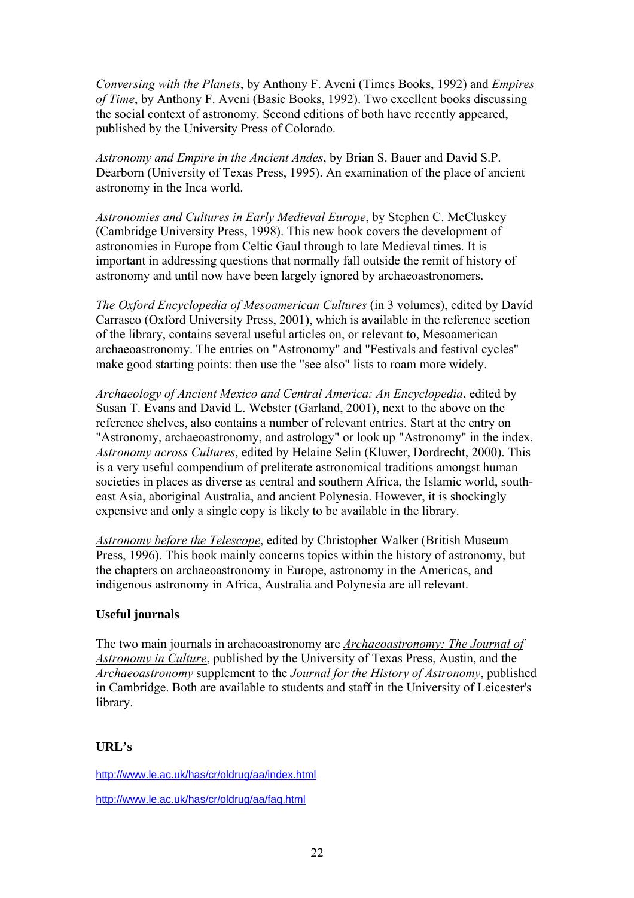*Conversing with the Planets*, by Anthony F. Aveni (Times Books, 1992) and *Empires of Time*, by Anthony F. Aveni (Basic Books, 1992). Two excellent books discussing the social context of astronomy. Second editions of both have recently appeared, published by the University Press of Colorado.

*Astronomy and Empire in the Ancient Andes*, by Brian S. Bauer and David S.P. Dearborn (University of Texas Press, 1995). An examination of the place of ancient astronomy in the Inca world.

*Astronomies and Cultures in Early Medieval Europe*, by Stephen C. McCluskey (Cambridge University Press, 1998). This new book covers the development of astronomies in Europe from Celtic Gaul through to late Medieval times. It is important in addressing questions that normally fall outside the remit of history of astronomy and until now have been largely ignored by archaeoastronomers.

*The Oxford Encyclopedia of Mesoamerican Cultures* (in 3 volumes), edited by Davíd Carrasco (Oxford University Press, 2001), which is available in the reference section of the library, contains several useful articles on, or relevant to, Mesoamerican archaeoastronomy. The entries on "Astronomy" and "Festivals and festival cycles" make good starting points: then use the "see also" lists to roam more widely.

*Archaeology of Ancient Mexico and Central America: An Encyclopedia*, edited by Susan T. Evans and David L. Webster (Garland, 2001), next to the above on the reference shelves, also contains a number of relevant entries. Start at the entry on "Astronomy, archaeoastronomy, and astrology" or look up "Astronomy" in the index. *Astronomy across Cultures*, edited by Helaine Selin (Kluwer, Dordrecht, 2000). This is a very useful compendium of preliterate astronomical traditions amongst human societies in places as diverse as central and southern Africa, the Islamic world, south-east Asia, aboriginal Australia, and ancient Polynesia. However, it is shockingly expensive and only a single copy is likely to be available in the library.

*Astronomy before the Telescope*, edited by Christopher Walker (British Museum Press, 1996). This book mainly concerns topics within the history of astronomy, but the chapters on archaeoastronomy in Europe, astronomy in the Americas, and indigenous astronomy in Africa, Australia and Polynesia are all relevant.

**Useful journals**

The two main journals in archaeoastronomy are *Archaeoastronomy: The Journal of Astronomy in Culture*, published by the University of Texas Press, Austin, and the *Archaeoastronomy* supplement to the *Journal for the History of Astronomy*, published in Cambridge. Both are available to students and staff in the University of Leicester's library.

**URL's**

http://www.le.ac.uk/has/cr/oldrug/aa/index.html

http://www.le.ac.uk/has/cr/oldrug/aa/faq.html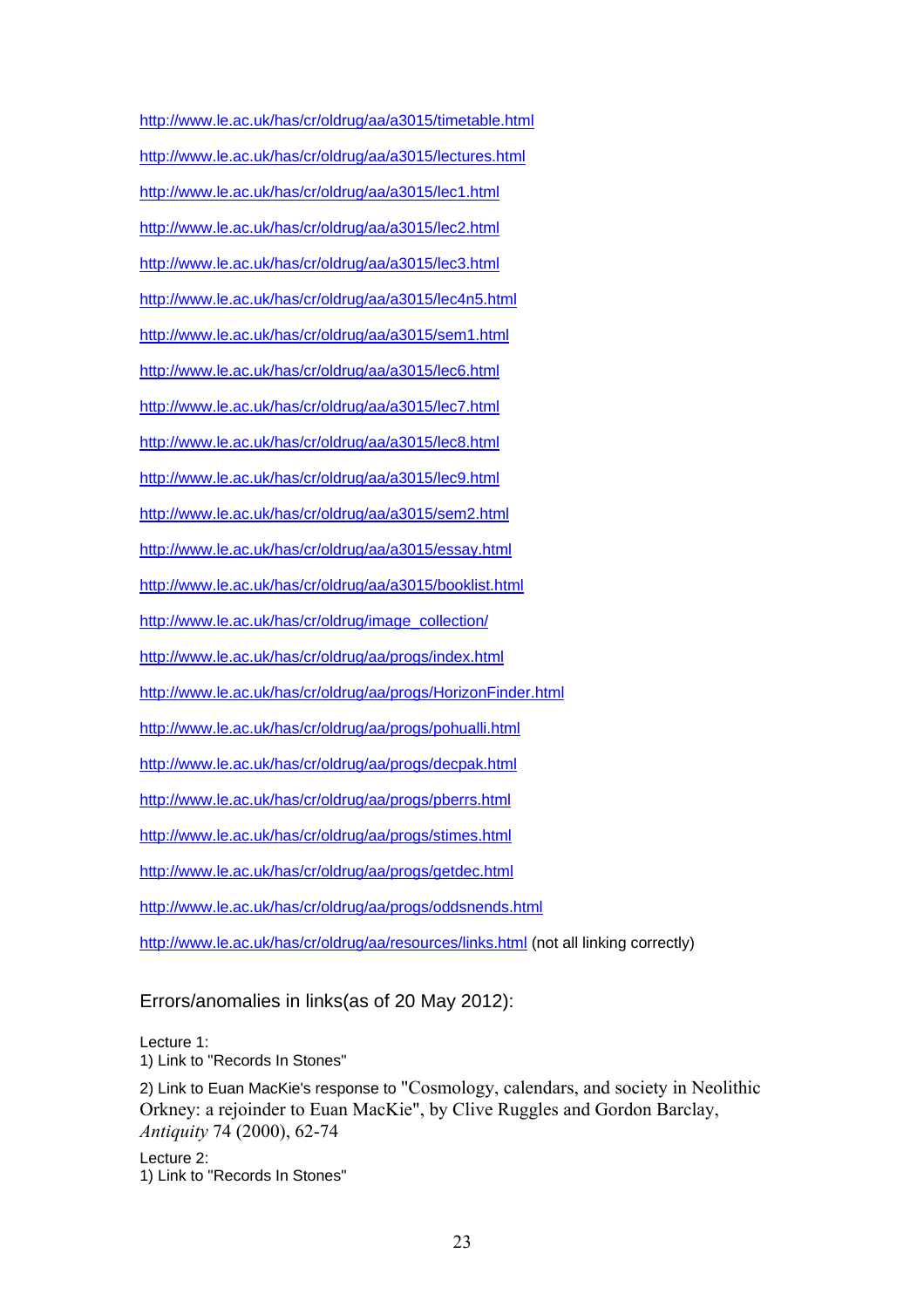http://www.le.ac.uk/has/cr/oldrug/aa/a3015/timetable.html

http://www.le.ac.uk/has/cr/oldrug/aa/a3015/lectures.html

http://www.le.ac.uk/has/cr/oldrug/aa/a3015/lec1.html

http://www.le.ac.uk/has/cr/oldrug/aa/a3015/lec2.html

http://www.le.ac.uk/has/cr/oldrug/aa/a3015/lec3.html

http://www.le.ac.uk/has/cr/oldrug/aa/a3015/lec4n5.html

http://www.le.ac.uk/has/cr/oldrug/aa/a3015/sem1.html

http://www.le.ac.uk/has/cr/oldrug/aa/a3015/lec6.html

http://www.le.ac.uk/has/cr/oldrug/aa/a3015/lec7.html

http://www.le.ac.uk/has/cr/oldrug/aa/a3015/lec8.html

http://www.le.ac.uk/has/cr/oldrug/aa/a3015/lec9.html

http://www.le.ac.uk/has/cr/oldrug/aa/a3015/sem2.html

http://www.le.ac.uk/has/cr/oldrug/aa/a3015/essay.html

http://www.le.ac.uk/has/cr/oldrug/aa/a3015/booklist.html

http://www.le.ac.uk/has/cr/oldrug/image_collection/

http://www.le.ac.uk/has/cr/oldrug/aa/progs/index.html

http://www.le.ac.uk/has/cr/oldrug/aa/progs/HorizonFinder.html

http://www.le.ac.uk/has/cr/oldrug/aa/progs/pohualli.html

http://www.le.ac.uk/has/cr/oldrug/aa/progs/decpak.html

http://www.le.ac.uk/has/cr/oldrug/aa/progs/pberrs.html

http://www.le.ac.uk/has/cr/oldrug/aa/progs/stimes.html

http://www.le.ac.uk/has/cr/oldrug/aa/progs/getdec.html

http://www.le.ac.uk/has/cr/oldrug/aa/progs/oddsnends.html

http://www.le.ac.uk/has/cr/oldrug/aa/resources/links.html (not all linking correctly)

### Errors/anomalies in links(as of 20 May 2012):

Lecture 1:
1) Link to "Records In Stones"

2) Link to Euan MacKie's response to "Cosmology, calendars, and society in Neolithic Orkney: a rejoinder to Euan MacKie", by Clive Ruggles and Gordon Barclay, *Antiquity* 74 (2000), 62-74

Lecture 2:
1) Link to "Records In Stones"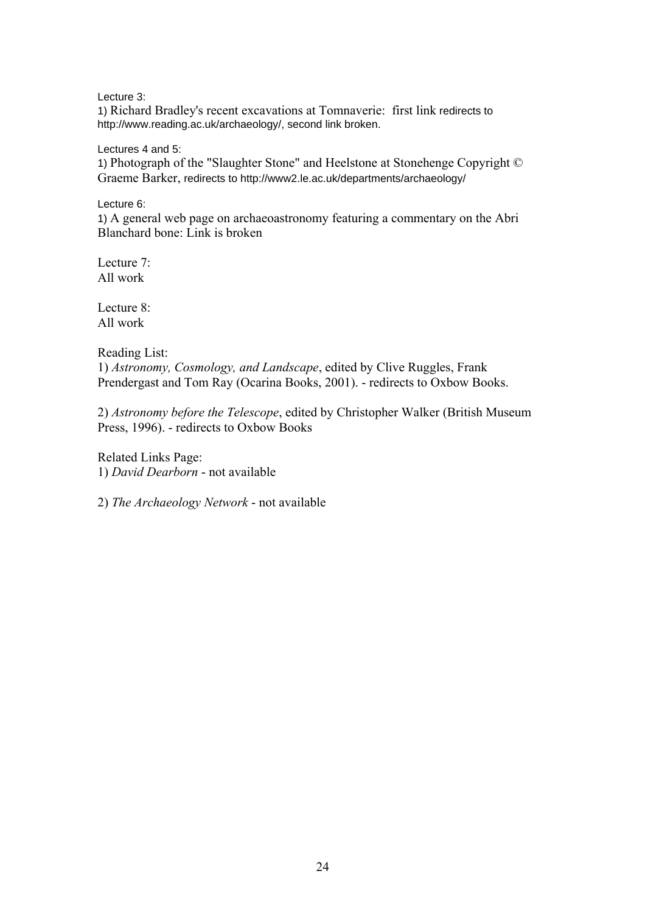Lecture 3:
1) Richard Bradley's recent excavations at Tomnaverie: first link redirects to http://www.reading.ac.uk/archaeology/, second link broken.

Lectures 4 and 5:
1) Photograph of the "Slaughter Stone" and Heelstone at Stonehenge Copyright © Graeme Barker, redirects to http://www2.le.ac.uk/departments/archaeology/

Lecture 6:
1) A general web page on archaeoastronomy featuring a commentary on the Abri Blanchard bone: Link is broken

Lecture 7:
All work

Lecture 8:
All work

Reading List:
1) *Astronomy, Cosmology, and Landscape*, edited by Clive Ruggles, Frank Prendergast and Tom Ray (Ocarina Books, 2001). - redirects to Oxbow Books.

2) *Astronomy before the Telescope*, edited by Christopher Walker (British Museum Press, 1996). - redirects to Oxbow Books

Related Links Page:
1) *David Dearborn* - not available

2) *The Archaeology Network* - not available